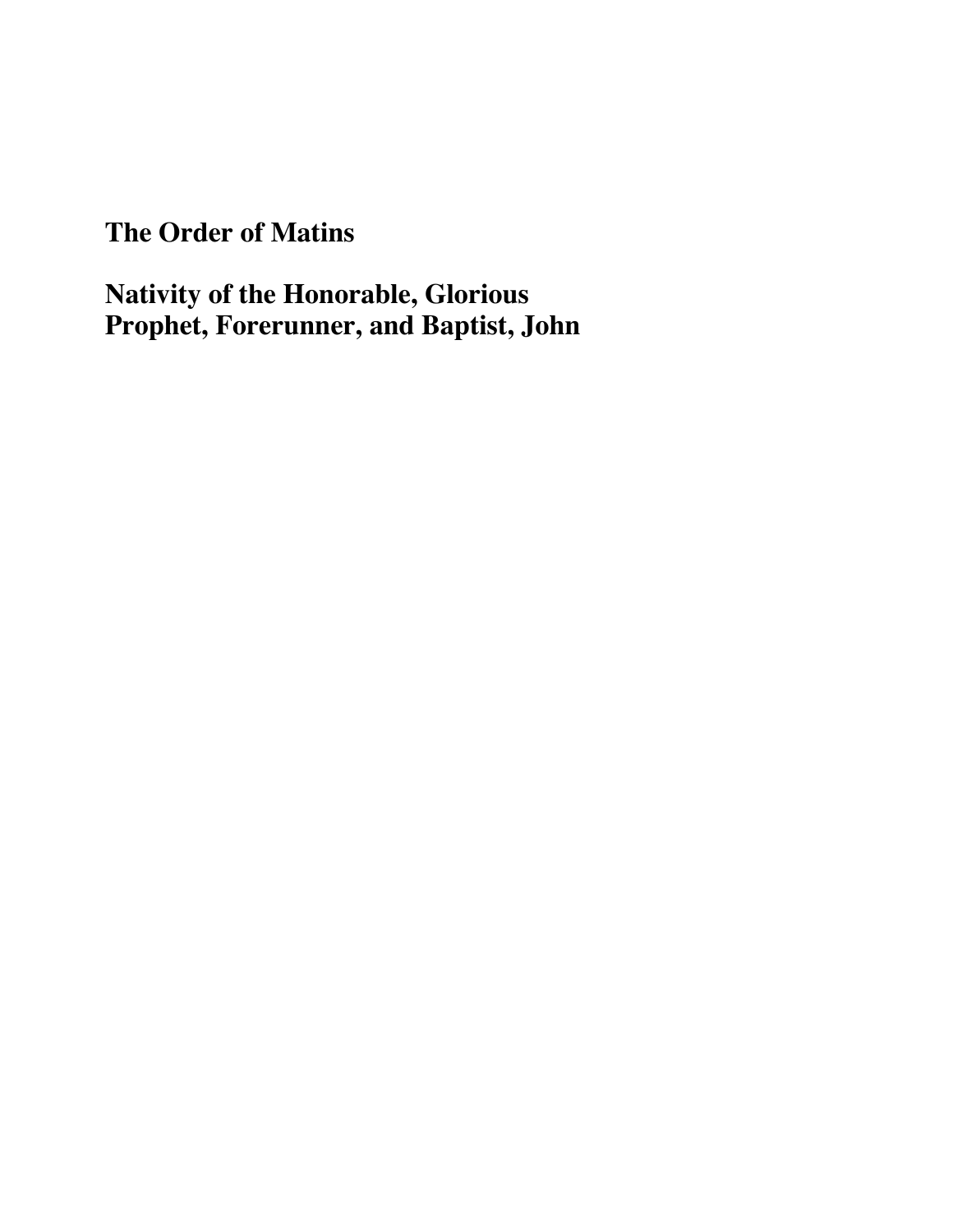# The Order of Matins

# Nativity of the Honorable, Glorious Prophet, Forerunner, and Baptist, John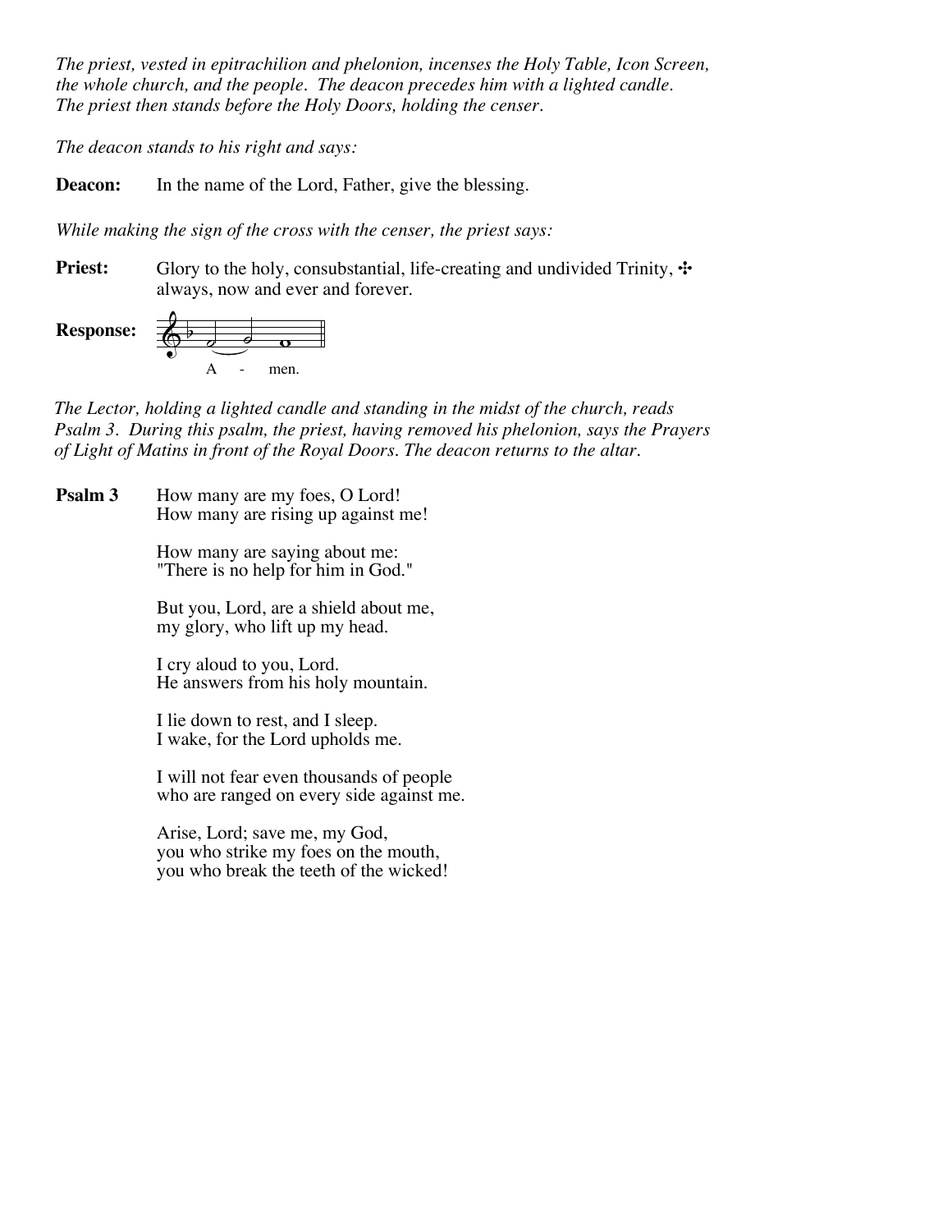*The priest, vested in epitrachilion and phelonion, incenses the Holy Table, Icon Screen, the whole church, and the people. The deacon precedes him with a lighted candle. The priest then stands before the Holy Doors, holding the censer.*

*The deacon stands to his right and says:*

**Deacon:** In the name of the Lord, Father, give the blessing.

*While making the sign of the cross with the censer, the priest says:*

**Priest:** Glory to the holy, consubstantial, life-creating and undivided Trinity, ✣ always, now and ever and forever.

**Response:** A - men.

*The Lector, holding a lighted candle and standing in the midst of the church, reads Psalm 3. During this psalm, the priest, having removed his phelonion, says the Prayers of Light of Matins in front of the Royal Doors. The deacon returns to the altar.*

**Psalm 3** How many are my foes, O Lord!
How many are rising up against me!

How many are saying about me:
"There is no help for him in God."

But you, Lord, are a shield about me,
my glory, who lift up my head.

I cry aloud to you, Lord.
He answers from his holy mountain.

I lie down to rest, and I sleep.
I wake, for the Lord upholds me.

I will not fear even thousands of people
who are ranged on every side against me.

Arise, Lord; save me, my God,
you who strike my foes on the mouth,
you who break the teeth of the wicked!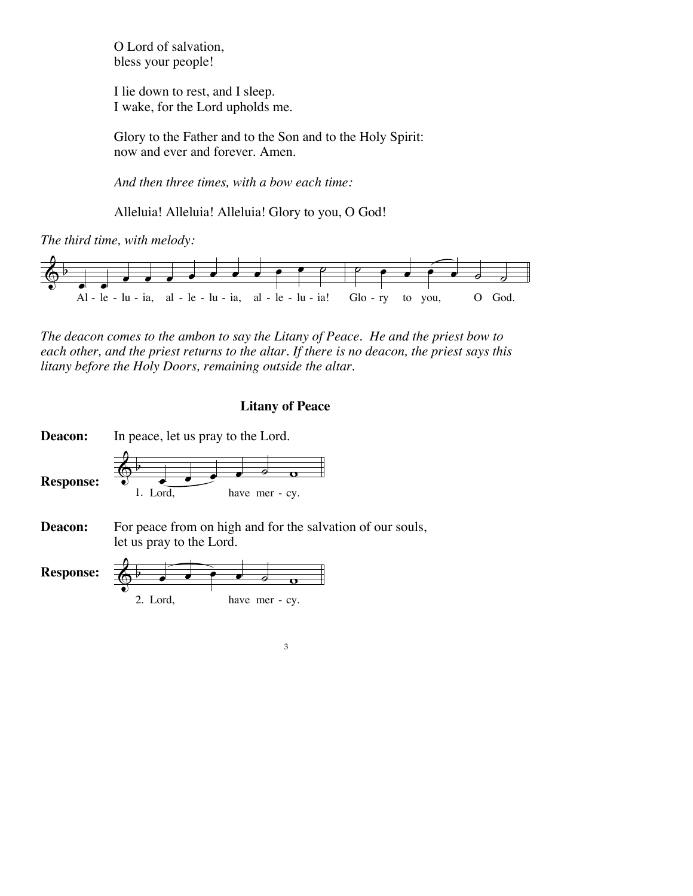O Lord of salvation,
bless your people!

I lie down to rest, and I sleep.
I wake, for the Lord upholds me.

Glory to the Father and to the Son and to the Holy Spirit:
now and ever and forever. Amen.

*And then three times, with a bow each time:*

Alleluia! Alleluia! Alleluia! Glory to you, O God!

*The third time, with melody:*

Al - le - lu - ia, al - le - lu - ia, al - le - lu - ia! Glo - ry to you, O God.

*The deacon comes to the ambon to say the Litany of Peace. He and the priest bow to each other, and the priest returns to the altar. If there is no deacon, the priest says this litany before the Holy Doors, remaining outside the altar.*

### Litany of Peace

**Deacon:** In peace, let us pray to the Lord.

**Response:** 1. Lord, have mer - cy.

**Deacon:** For peace from on high and for the salvation of our souls, let us pray to the Lord.

**Response:** 2. Lord, have mer - cy.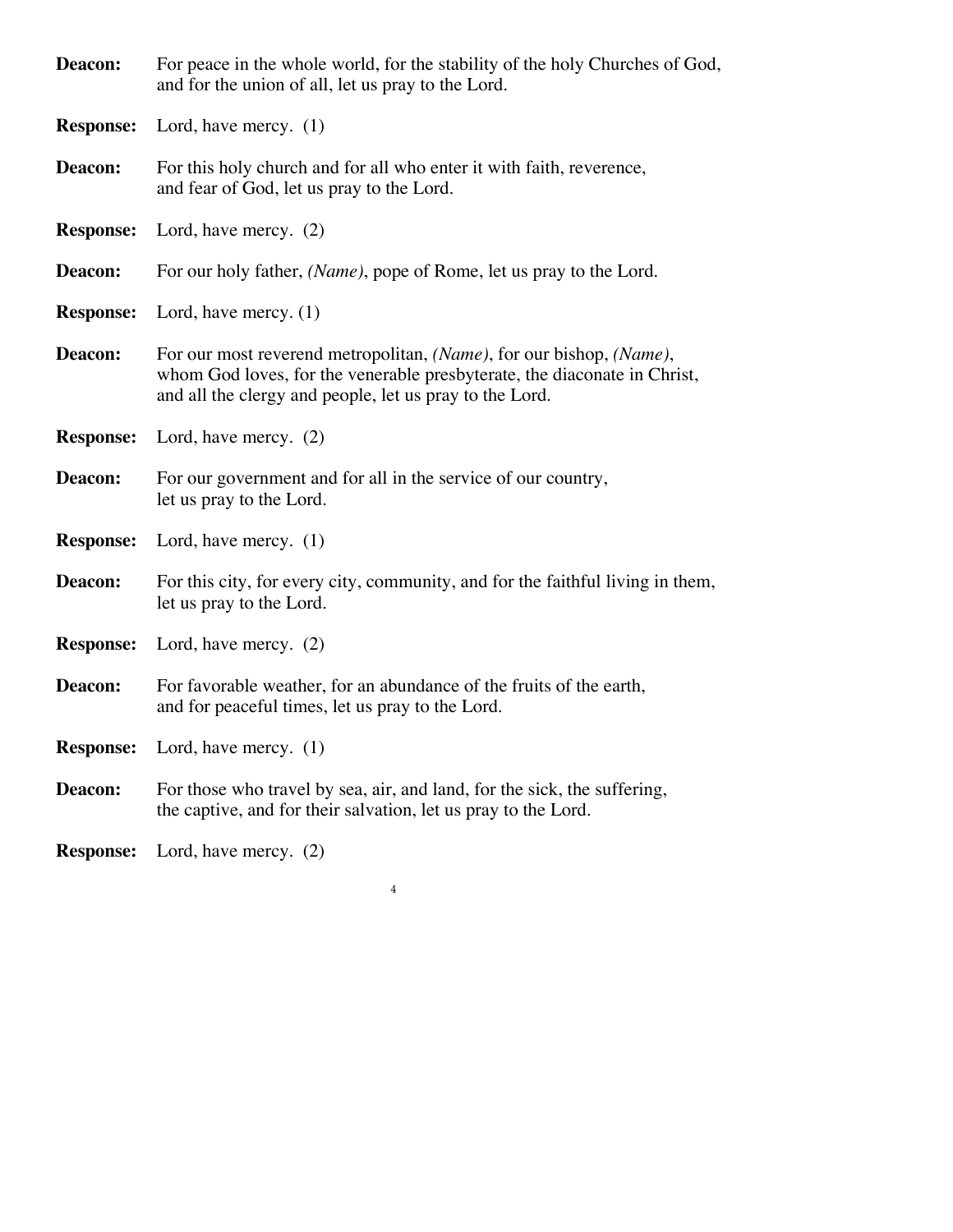**Deacon:** For peace in the whole world, for the stability of the holy Churches of God, and for the union of all, let us pray to the Lord.

**Response:** Lord, have mercy. (1)

**Deacon:** For this holy church and for all who enter it with faith, reverence, and fear of God, let us pray to the Lord.

**Response:** Lord, have mercy. (2)

**Deacon:** For our holy father, *(Name)*, pope of Rome, let us pray to the Lord.

**Response:** Lord, have mercy. (1)

**Deacon:** For our most reverend metropolitan, *(Name)*, for our bishop, *(Name)*, whom God loves, for the venerable presbyterate, the diaconate in Christ, and all the clergy and people, let us pray to the Lord.

**Response:** Lord, have mercy. (2)

**Deacon:** For our government and for all in the service of our country, let us pray to the Lord.

**Response:** Lord, have mercy. (1)

**Deacon:** For this city, for every city, community, and for the faithful living in them, let us pray to the Lord.

**Response:** Lord, have mercy. (2)

**Deacon:** For favorable weather, for an abundance of the fruits of the earth, and for peaceful times, let us pray to the Lord.

**Response:** Lord, have mercy. (1)

**Deacon:** For those who travel by sea, air, and land, for the sick, the suffering, the captive, and for their salvation, let us pray to the Lord.

**Response:** Lord, have mercy. (2)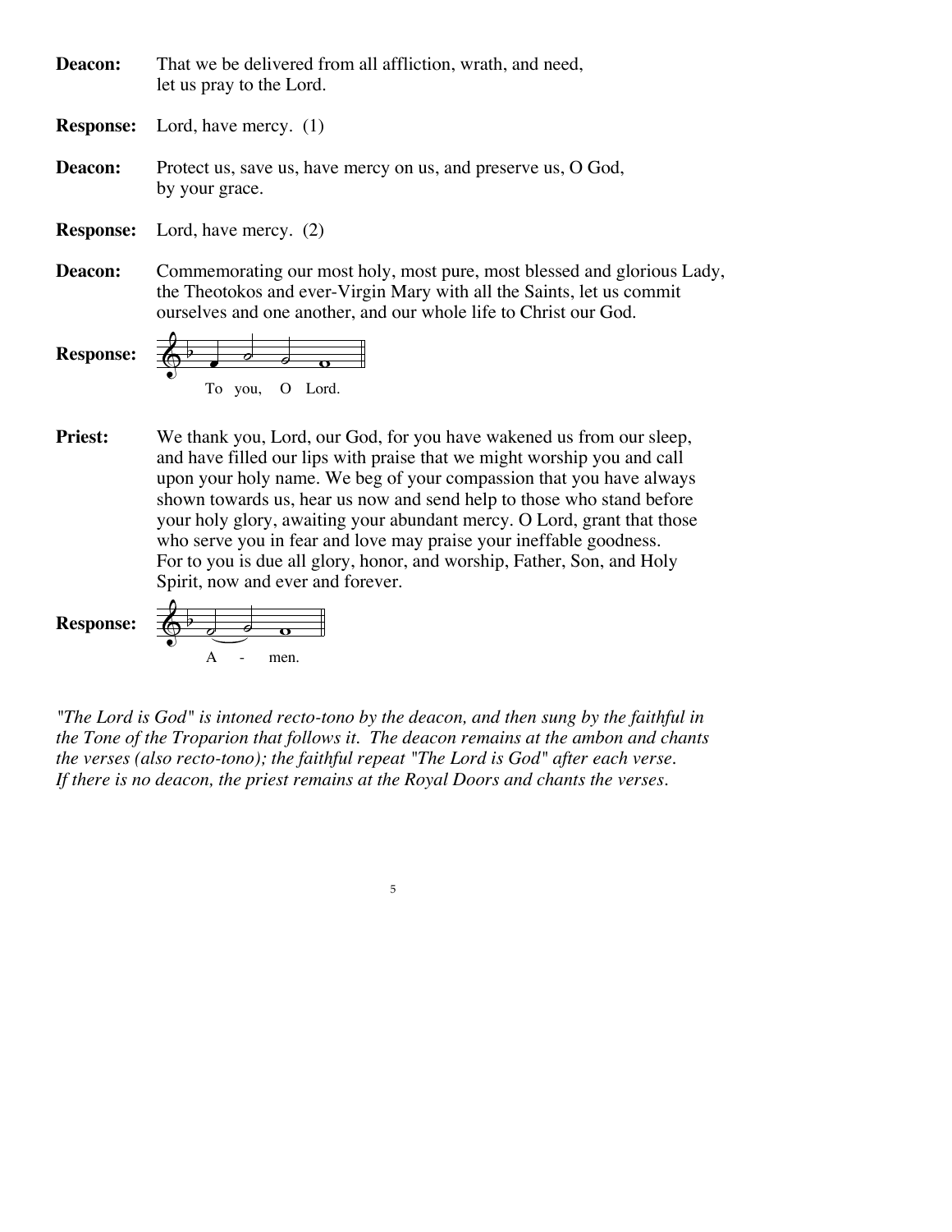**Deacon:** That we be delivered from all affliction, wrath, and need, let us pray to the Lord.

**Response:** Lord, have mercy. (1)

**Deacon:** Protect us, save us, have mercy on us, and preserve us, O God, by your grace.

**Response:** Lord, have mercy. (2)

**Deacon:** Commemorating our most holy, most pure, most blessed and glorious Lady, the Theotokos and ever-Virgin Mary with all the Saints, let us commit ourselves and one another, and our whole life to Christ our God.

**Response:** To you, O Lord.

**Priest:** We thank you, Lord, our God, for you have wakened us from our sleep, and have filled our lips with praise that we might worship you and call upon your holy name. We beg of your compassion that you have always shown towards us, hear us now and send help to those who stand before your holy glory, awaiting your abundant mercy. O Lord, grant that those who serve you in fear and love may praise your ineffable goodness. For to you is due all glory, honor, and worship, Father, Son, and Holy Spirit, now and ever and forever.

**Response:** A - men.

*"The Lord is God" is intoned recto-tono by the deacon, and then sung by the faithful in the Tone of the Troparion that follows it. The deacon remains at the ambon and chants the verses (also recto-tono); the faithful repeat "The Lord is God" after each verse. If there is no deacon, the priest remains at the Royal Doors and chants the verses.*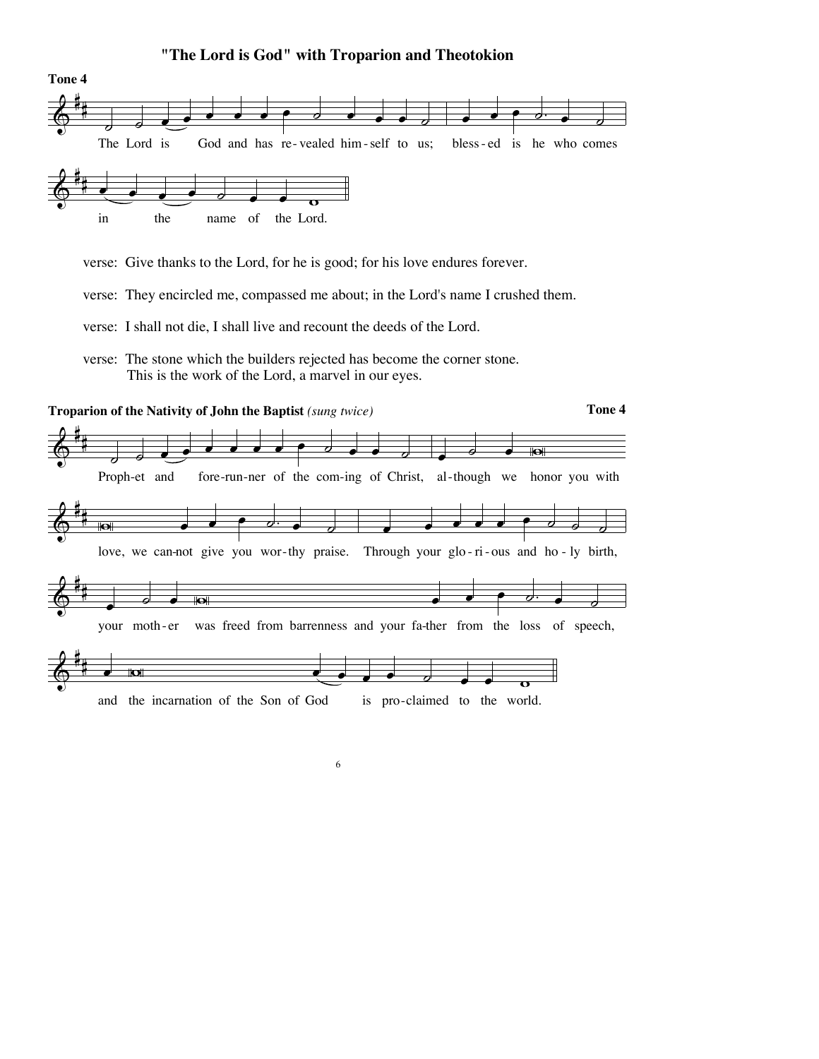## "The Lord is God" with Troparion and Theotokion

**Tone 4**

The Lord is God and has re-vealed him-self to us; bless-ed is he who comes in the name of the Lord.

verse: Give thanks to the Lord, for he is good; for his love endures forever.

verse: They encircled me, compassed me about; in the Lord's name I crushed them.

verse: I shall not die, I shall live and recount the deeds of the Lord.

verse: The stone which the builders rejected has become the corner stone.
This is the work of the Lord, a marvel in our eyes.

**Troparion of the Nativity of John the Baptist** *(sung twice)* **Tone 4**

Proph-et and fore-run-ner of the com-ing of Christ, al-though we honor you with love, we can-not give you wor-thy praise. Through your glo-ri-ous and ho-ly birth, your moth-er was freed from barrenness and your fa-ther from the loss of speech, and the incarnation of the Son of God is pro-claimed to the world.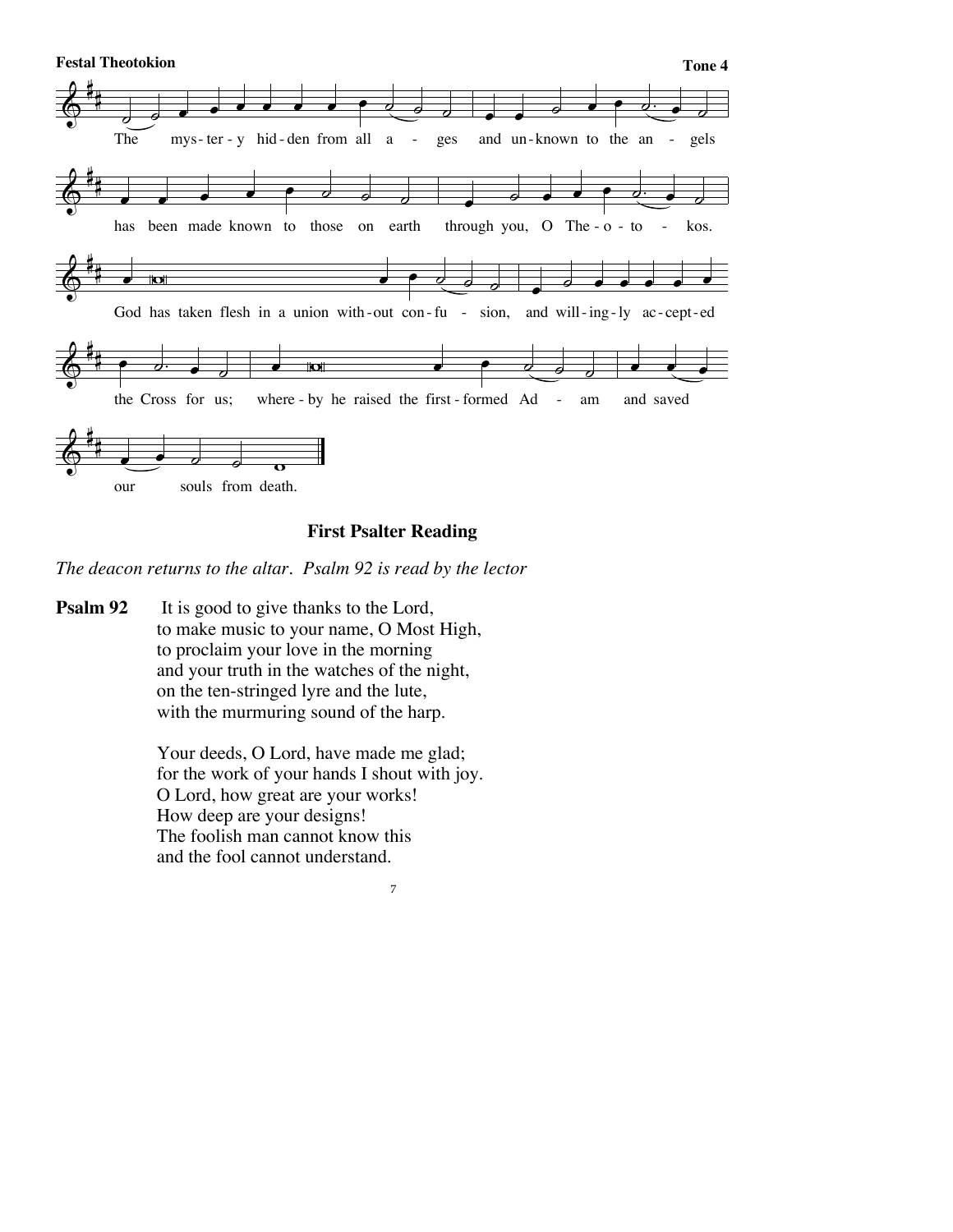**Festal Theotokion** **Tone 4**

The mystery hidden from all ages and unknown to the angels has been made known to those on earth through you, O Theotokos. God has taken flesh in a union without confusion, and willingly accepted the Cross for us; whereby he raised the first-formed Adam and saved our souls from death.

## First Psalter Reading

*The deacon returns to the altar. Psalm 92 is read by the lector*

**Psalm 92** It is good to give thanks to the Lord,
to make music to your name, O Most High,
to proclaim your love in the morning
and your truth in the watches of the night,
on the ten-stringed lyre and the lute,
with the murmuring sound of the harp.

Your deeds, O Lord, have made me glad;
for the work of your hands I shout with joy.
O Lord, how great are your works!
How deep are your designs!
The foolish man cannot know this
and the fool cannot understand.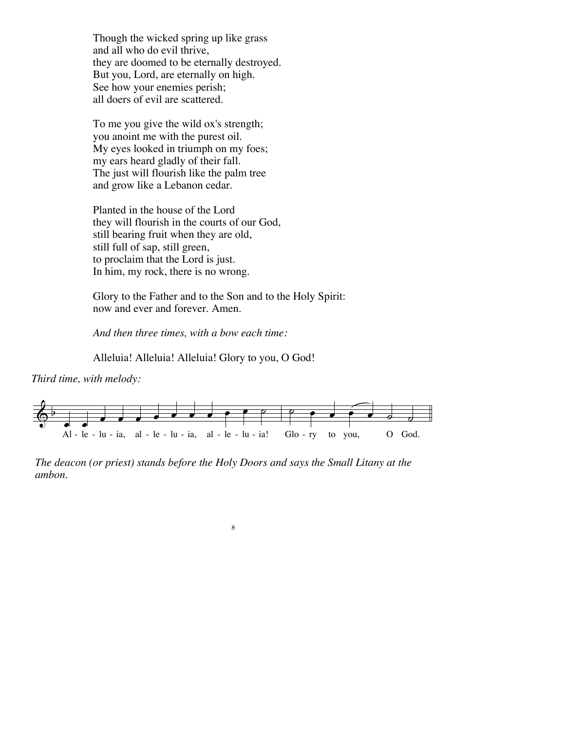Though the wicked spring up like grass
and all who do evil thrive,
they are doomed to be eternally destroyed.
But you, Lord, are eternally on high.
See how your enemies perish;
all doers of evil are scattered.

To me you give the wild ox's strength;
you anoint me with the purest oil.
My eyes looked in triumph on my foes;
my ears heard gladly of their fall.
The just will flourish like the palm tree
and grow like a Lebanon cedar.

Planted in the house of the Lord
they will flourish in the courts of our God,
still bearing fruit when they are old,
still full of sap, still green,
to proclaim that the Lord is just.
In him, my rock, there is no wrong.

Glory to the Father and to the Son and to the Holy Spirit:
now and ever and forever. Amen.

*And then three times, with a bow each time:*

Alleluia! Alleluia! Alleluia! Glory to you, O God!

*Third time, with melody:*

Al - le - lu - ia, al - le - lu - ia, al - le - lu - ia! Glo - ry to you, O God.

*The deacon (or priest) stands before the Holy Doors and says the Small Litany at the ambon.*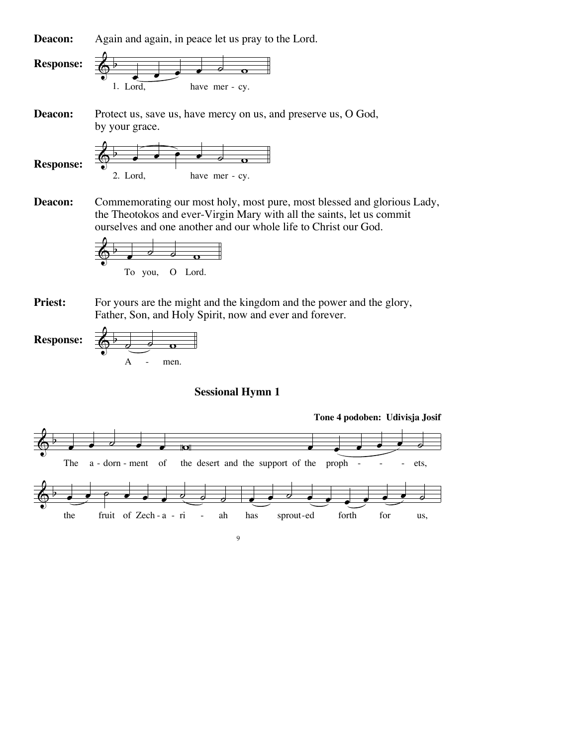**Deacon:** Again and again, in peace let us pray to the Lord.

**Response:** 1. Lord, have mer - cy.

**Deacon:** Protect us, save us, have mercy on us, and preserve us, O God, by your grace.

**Response:** 2. Lord, have mer - cy.

**Deacon:** Commemorating our most holy, most pure, most blessed and glorious Lady, the Theotokos and ever-Virgin Mary with all the saints, let us commit ourselves and one another and our whole life to Christ our God.

To you, O Lord.

**Priest:** For yours are the might and the kingdom and the power and the glory, Father, Son, and Holy Spirit, now and ever and forever.

**Response:** A - men.

### Sessional Hymn 1

**Tone 4 podoben: Udivisja Josif**

The a - dorn - ment of the desert and the support of the proph - - - ets,

the fruit of Zech - a - ri - ah has sprout - ed forth for us,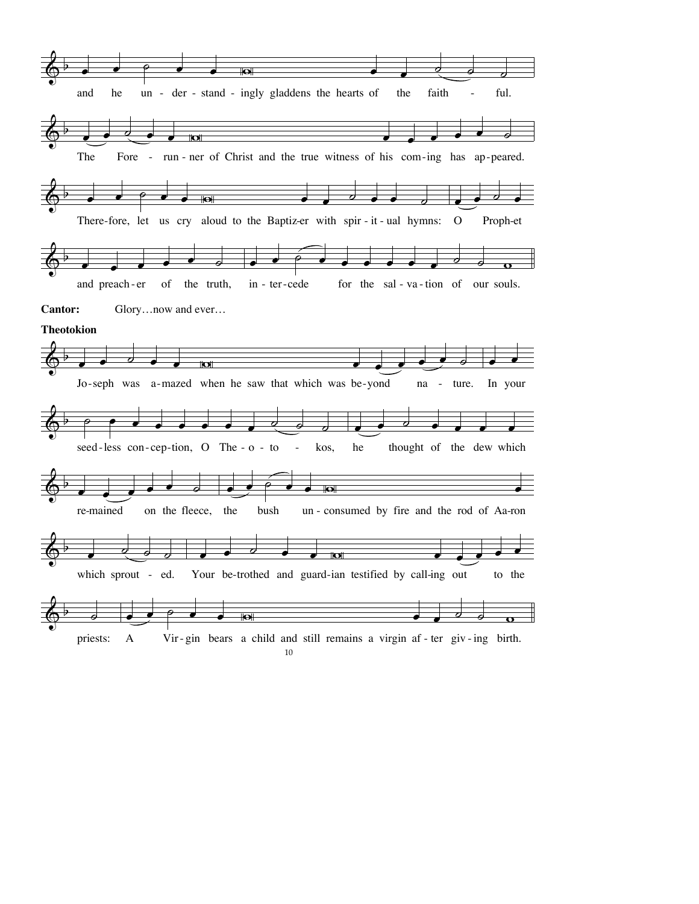and he un-der-stand-ingly gladdens the hearts of the faith-ful.

The Fore-run-ner of Christ and the true witness of his com-ing has ap-peared.

There-fore, let us cry aloud to the Baptiz-er with spir-it-ual hymns: O Proph-et

and preach-er of the truth, in-ter-cede for the sal-va-tion of our souls.

**Cantor:** Glory…now and ever…

**Theotokion**

Jo-seph was a-mazed when he saw that which was be-yond na-ture. In your

seed-less con-cep-tion, O The-o-to-kos, he thought of the dew which

re-mained on the fleece, the bush un-consumed by fire and the rod of Aa-ron

which sprout-ed. Your be-trothed and guard-ian testified by call-ing out to the

priests: A Vir-gin bears a child and still remains a virgin af-ter giv-ing birth.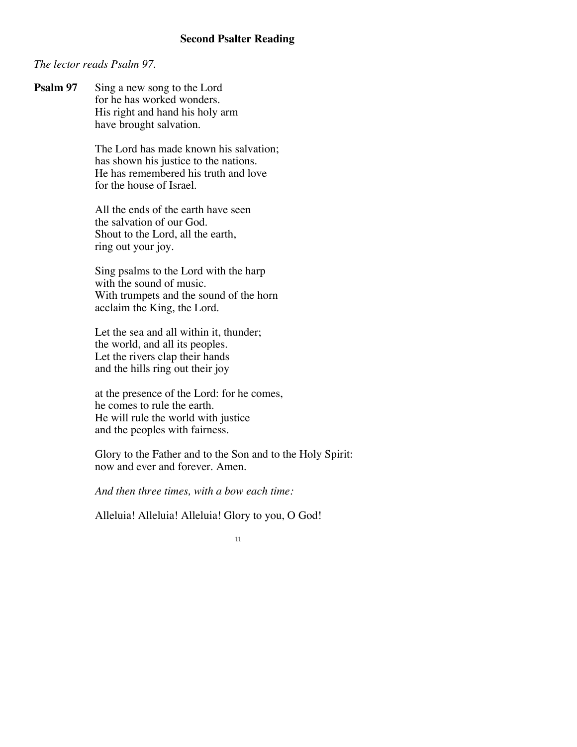## Second Psalter Reading

*The lector reads Psalm 97.*

**Psalm 97** Sing a new song to the Lord
for he has worked wonders.
His right and hand his holy arm
have brought salvation.

The Lord has made known his salvation;
has shown his justice to the nations.
He has remembered his truth and love
for the house of Israel.

All the ends of the earth have seen
the salvation of our God.
Shout to the Lord, all the earth,
ring out your joy.

Sing psalms to the Lord with the harp
with the sound of music.
With trumpets and the sound of the horn
acclaim the King, the Lord.

Let the sea and all within it, thunder;
the world, and all its peoples.
Let the rivers clap their hands
and the hills ring out their joy

at the presence of the Lord: for he comes,
he comes to rule the earth.
He will rule the world with justice
and the peoples with fairness.

Glory to the Father and to the Son and to the Holy Spirit:
now and ever and forever. Amen.

*And then three times, with a bow each time:*

Alleluia! Alleluia! Alleluia! Glory to you, O God!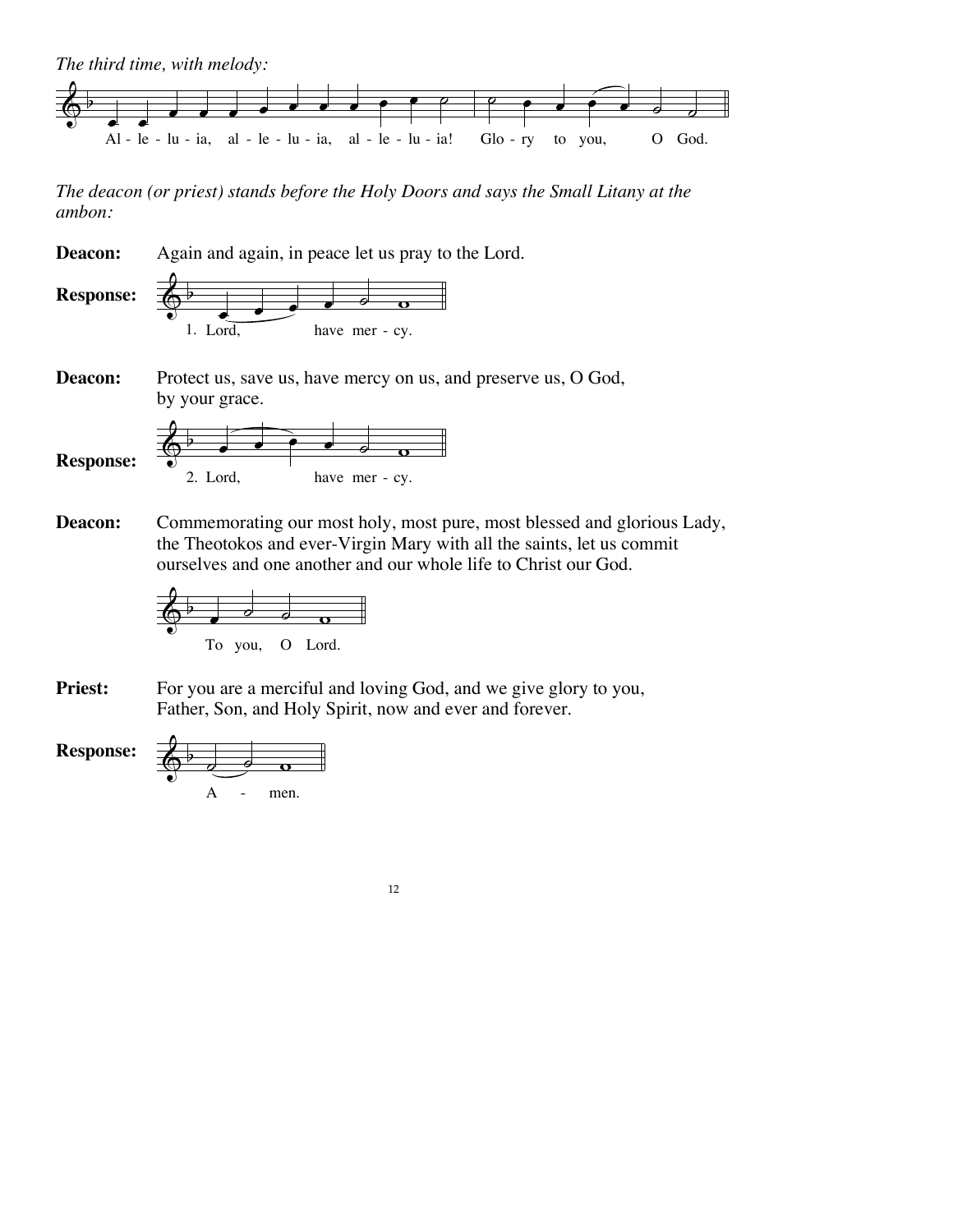*The third time, with melody:*

Al - le - lu - ia, al - le - lu - ia, al - le - lu - ia! Glo - ry to you, O God.

*The deacon (or priest) stands before the Holy Doors and says the Small Litany at the ambon:*

**Deacon:** Again and again, in peace let us pray to the Lord.

**Response:** 1. Lord, have mer - cy.

**Deacon:** Protect us, save us, have mercy on us, and preserve us, O God, by your grace.

**Response:** 2. Lord, have mer - cy.

**Deacon:** Commemorating our most holy, most pure, most blessed and glorious Lady, the Theotokos and ever-Virgin Mary with all the saints, let us commit ourselves and one another and our whole life to Christ our God.

To you, O Lord.

**Priest:** For you are a merciful and loving God, and we give glory to you, Father, Son, and Holy Spirit, now and ever and forever.

**Response:** A - men.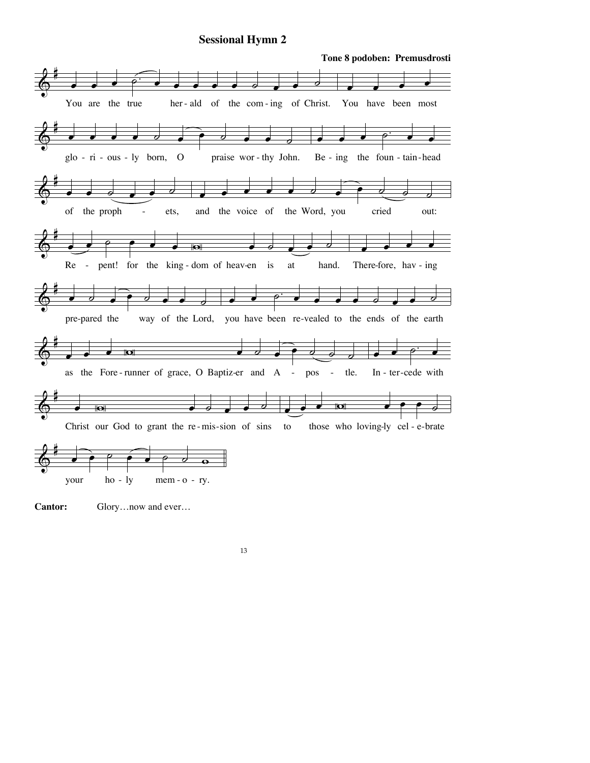## Sessional Hymn 2

**Tone 8 podoben: Premusdrosti**

You are the true herald of the coming of Christ. You have been most gloriously born, O praiseworthy John. Being the fountainhead of the prophets, and the voice of the Word, you cried out: Repent! for the kingdom of heaven is at hand. Therefore, having prepared the way of the Lord, you have been revealed to the ends of the earth as the Forerunner of grace, O Baptizer and Apostle. Intercede with Christ our God to grant the remission of sins to those who lovingly celebrate your holy memory.

**Cantor:** Glory…now and ever…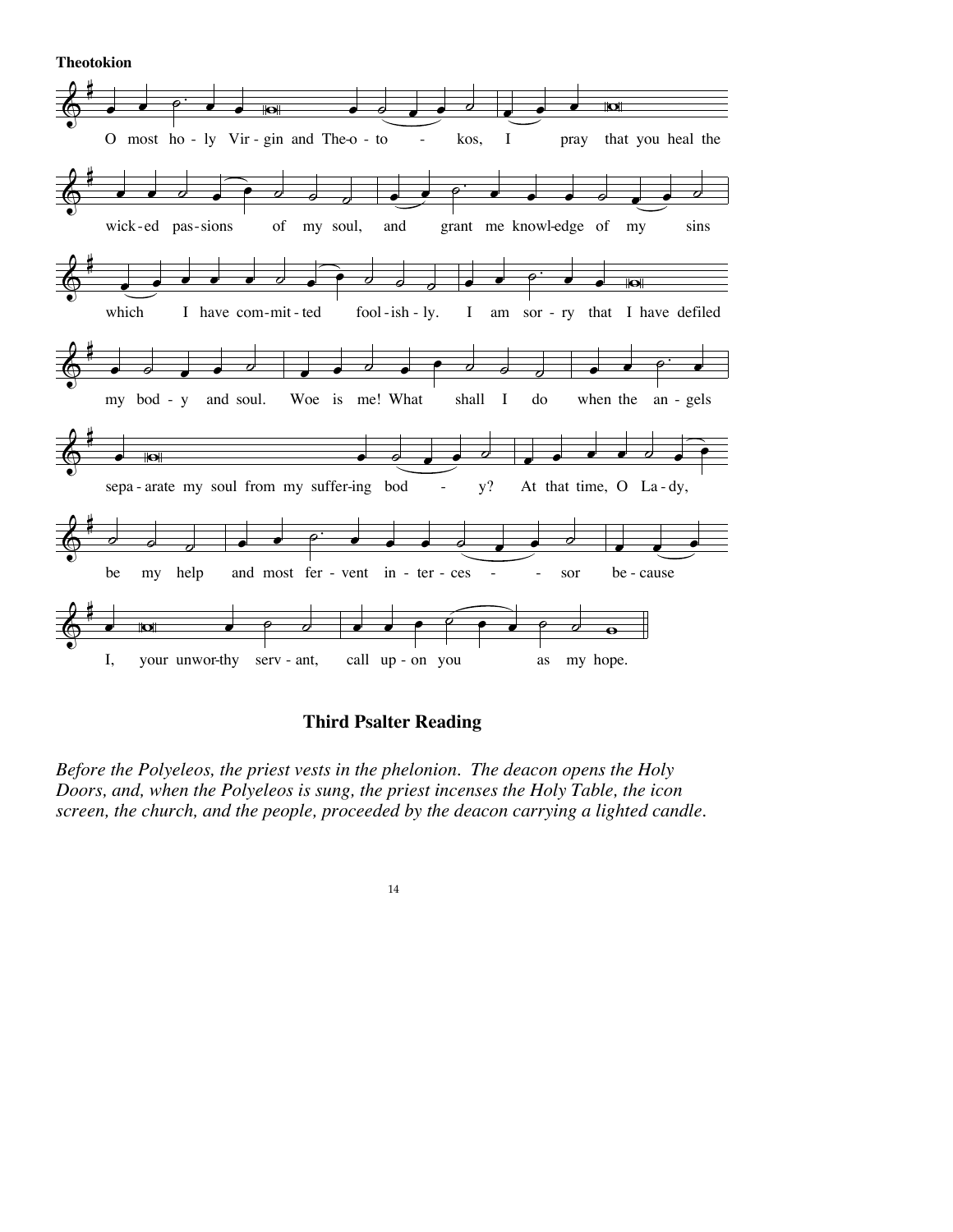**Theotokion**

O most holy Virgin and Theotokos, I pray that you heal the wicked passions of my soul, and grant me knowledge of my sins which I have committed foolishly. I am sorry that I have defiled my body and soul. Woe is me! What shall I do when the angels separate my soul from my suffering body? At that time, O Lady, be my help and most fervent intercessor because I, your unworthy servant, call upon you as my hope.

## Third Psalter Reading

*Before the Polyeleos, the priest vests in the phelonion. The deacon opens the Holy Doors, and, when the Polyeleos is sung, the priest incenses the Holy Table, the icon screen, the church, and the people, proceeded by the deacon carrying a lighted candle.*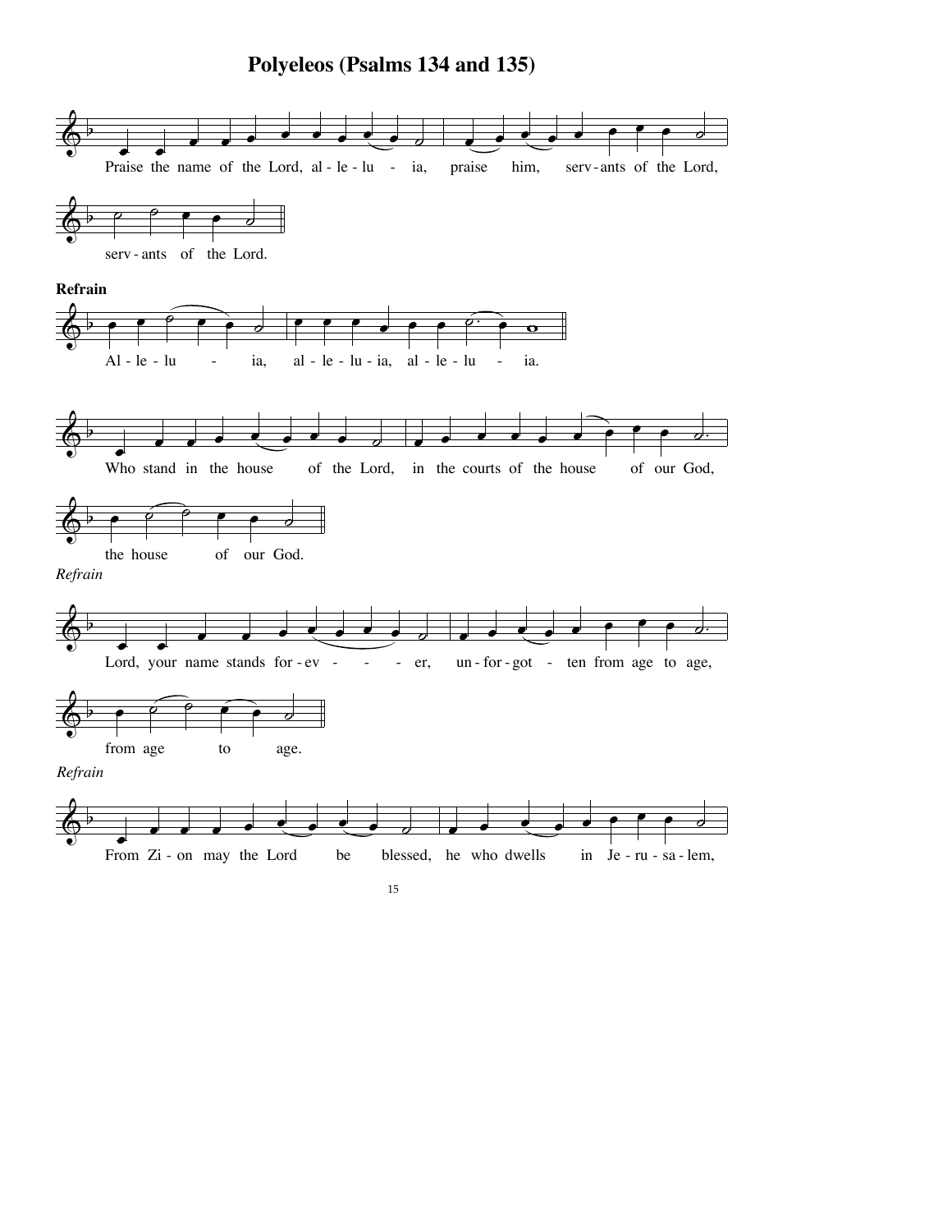# Polyeleos (Psalms 134 and 135)

Praise the name of the Lord, al - le - lu - ia, praise him, serv - ants of the Lord,

serv - ants of the Lord.

**Refrain**

Al - le - lu - ia, al - le - lu - ia, al - le - lu - ia.

Who stand in the house of the Lord, in the courts of the house of our God,

the house of our God.

*Refrain*

Lord, your name stands for - ev - er, un - for - got - ten from age to age,

from age to age.

*Refrain*

From Zi - on may the Lord be blessed, he who dwells in Je - ru - sa - lem,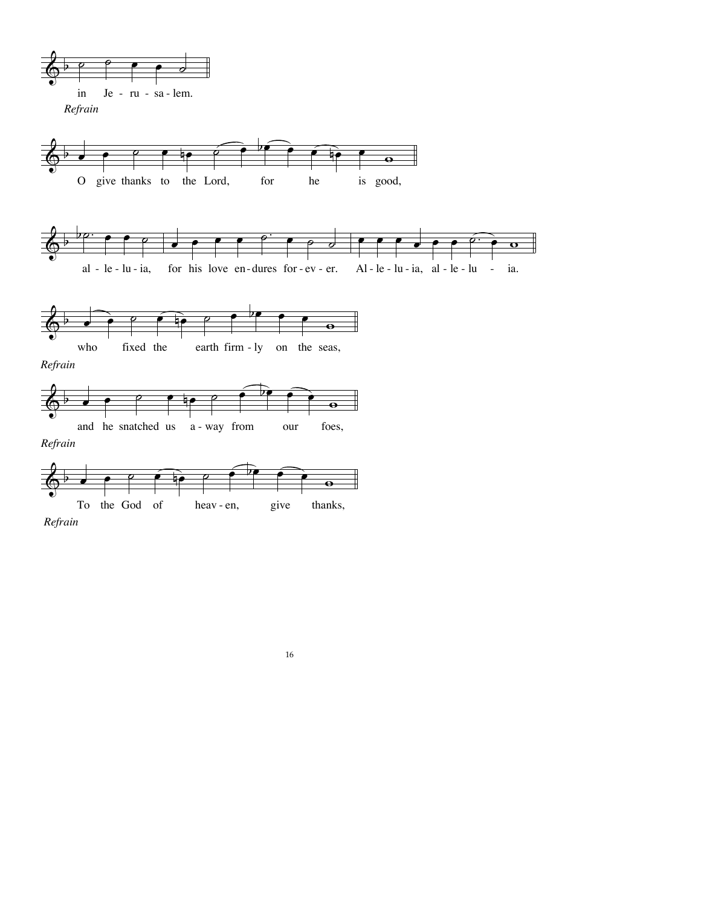in Je - ru - sa - lem.

*Refrain*

O give thanks to the Lord, for he is good,

al - le - lu - ia, for his love en - dures for - ev - er. Al - le - lu - ia, al - le - lu - ia.

who fixed the earth firm - ly on the seas,

*Refrain*

and he snatched us a - way from our foes,

*Refrain*

To the God of heav - en, give thanks,

*Refrain*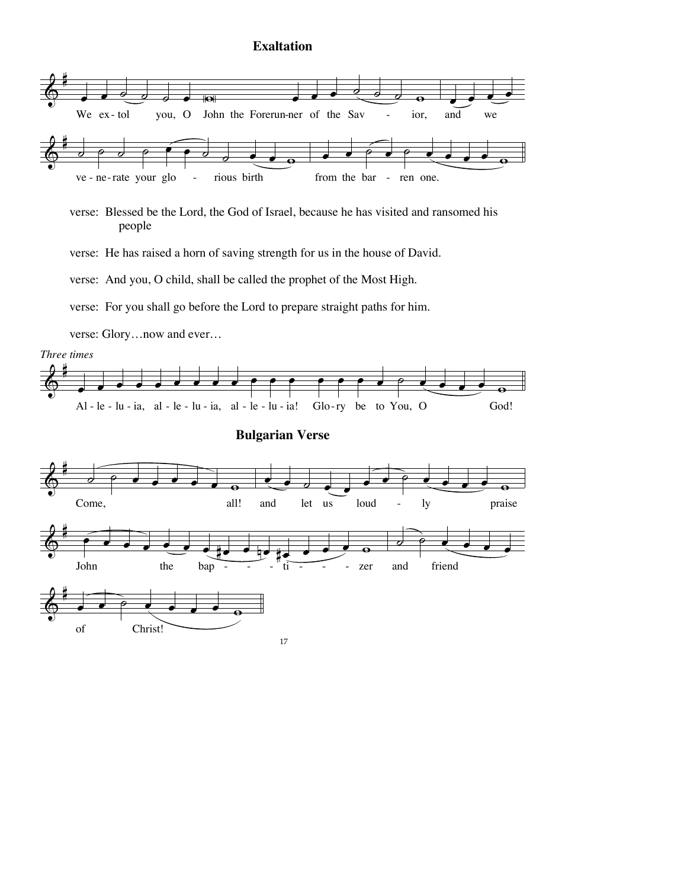## Exaltation

We extol you, O John the Forerunner of the Savior, and we venerate your glorious birth from the barren one.

verse: Blessed be the Lord, the God of Israel, because he has visited and ransomed his people

verse: He has raised a horn of saving strength for us in the house of David.

verse: And you, O child, shall be called the prophet of the Most High.

verse: For you shall go before the Lord to prepare straight paths for him.

verse: Glory…now and ever…

*Three times*

Al-le-lu-ia, al-le-lu-ia, al-le-lu-ia! Glo-ry be to You, O God!

## Bulgarian Verse

Come, all! and let us loud-ly praise John the bap-ti-zer and friend of Christ!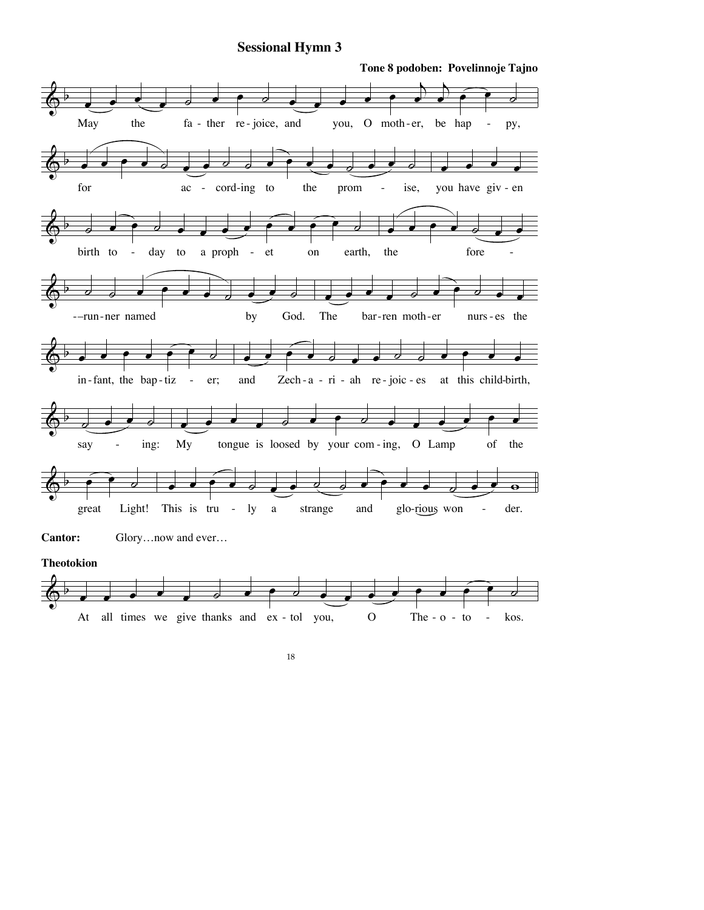## Sessional Hymn 3

**Tone 8 podoben: Povelinnoje Tajno**

May the father rejoice, and you, O mother, be happy, for according to the promise, you have given birth today to a prophet on earth, the forerunner named by God. The barren mother nurses the infant, the baptizer; and Zechariah rejoices at this childbirth, saying: My tongue is loosed by your coming, O Lamp of the great Light! This is truly a strange and glorious wonder.

**Cantor:** Glory…now and ever…

**Theotokion**

At all times we give thanks and extol you, O Theotokos.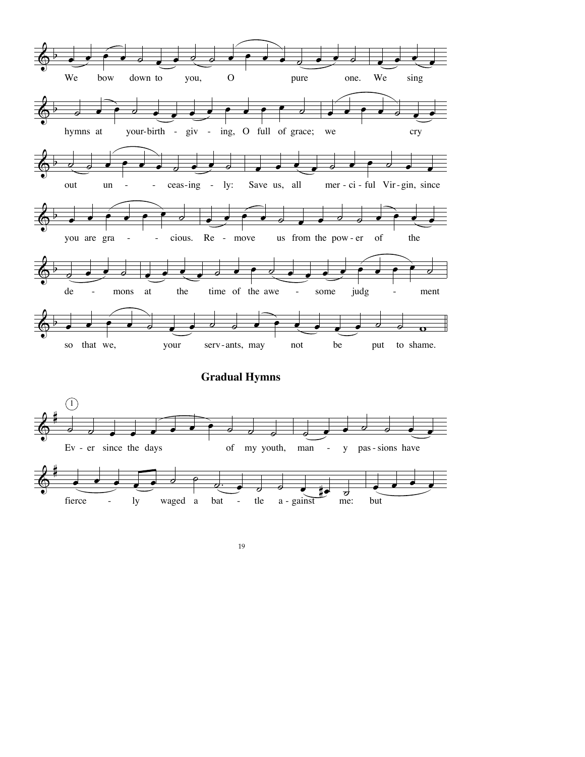We bow down to you, O pure one. We sing hymns at your birth-giving, O full of grace; we cry out unceasingly: Save us, all merciful Virgin, since you are gracious. Remove us from the power of the demons at the time of the awesome judgment so that we, your servants, may not be put to shame.

## Gradual Hymns

1

Ever since the days of my youth, many passions have fiercely waged a battle against me: but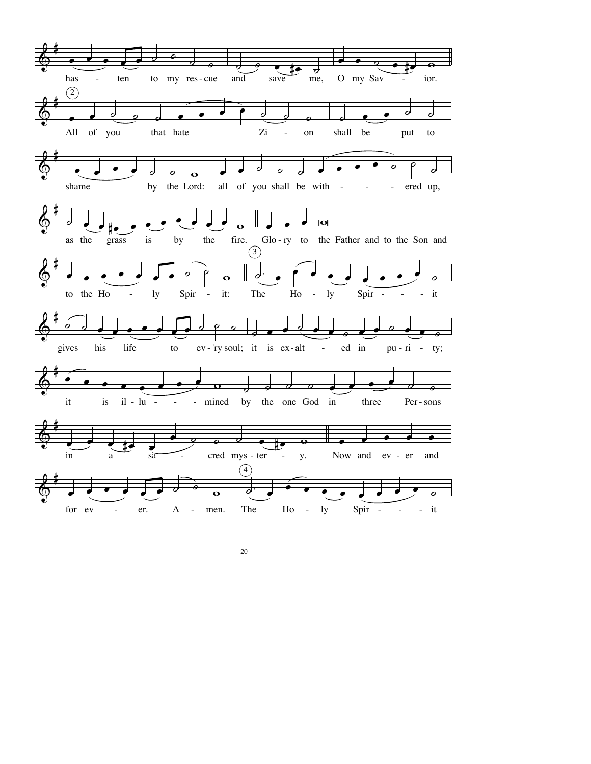has - ten to my res - cue and save me, O my Sav - ior.

(2)

All of you that hate Zi - on shall be put to shame by the Lord: all of you shall be with - - - - ered up, as the grass is by the fire. Glo - ry to the Father and to the Son and to the Ho - ly Spir - it:

(3)

The Ho - ly Spir - - - it gives his life to ev - 'ry soul; it is ex - alt - ed in pu - ri - ty; it is il - lu - - - - mined by the one God in three Per - sons in a sa - cred mys - ter - y. Now and ev - er and for ev - er. A - men.

(4)

The Ho - ly Spir - - - it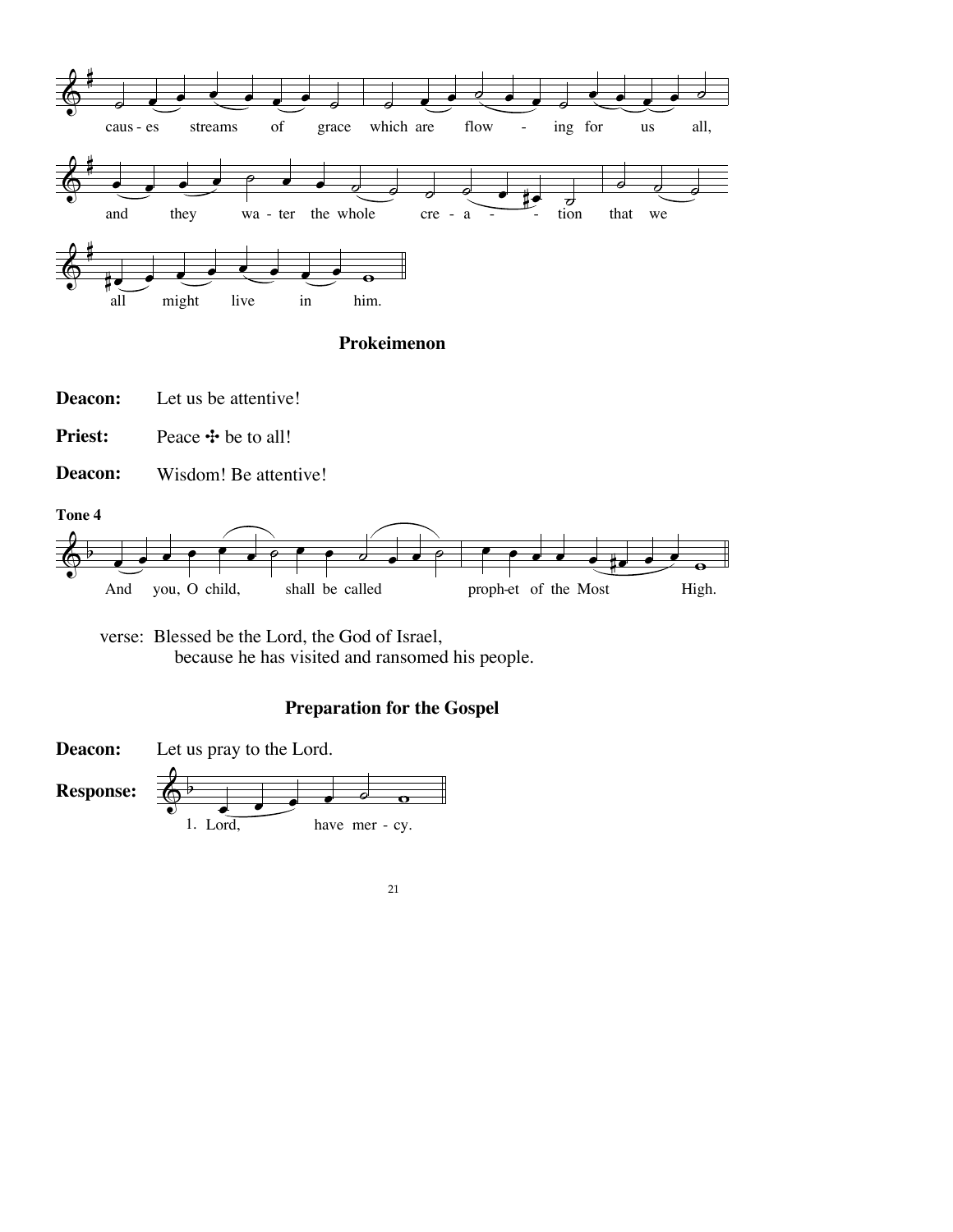caus - es streams of grace which are flow - ing for us all,

and they wa - ter the whole cre - a - - tion that we

all might live in him.

## Prokeimenon

**Deacon:** Let us be attentive!

**Priest:** Peace ✣ be to all!

**Deacon:** Wisdom! Be attentive!

**Tone 4**

And you, O child, shall be called proph-et of the Most High.

verse: Blessed be the Lord, the God of Israel,
because he has visited and ransomed his people.

## Preparation for the Gospel

**Deacon:** Let us pray to the Lord.

**Response:** 1. Lord, have mer - cy.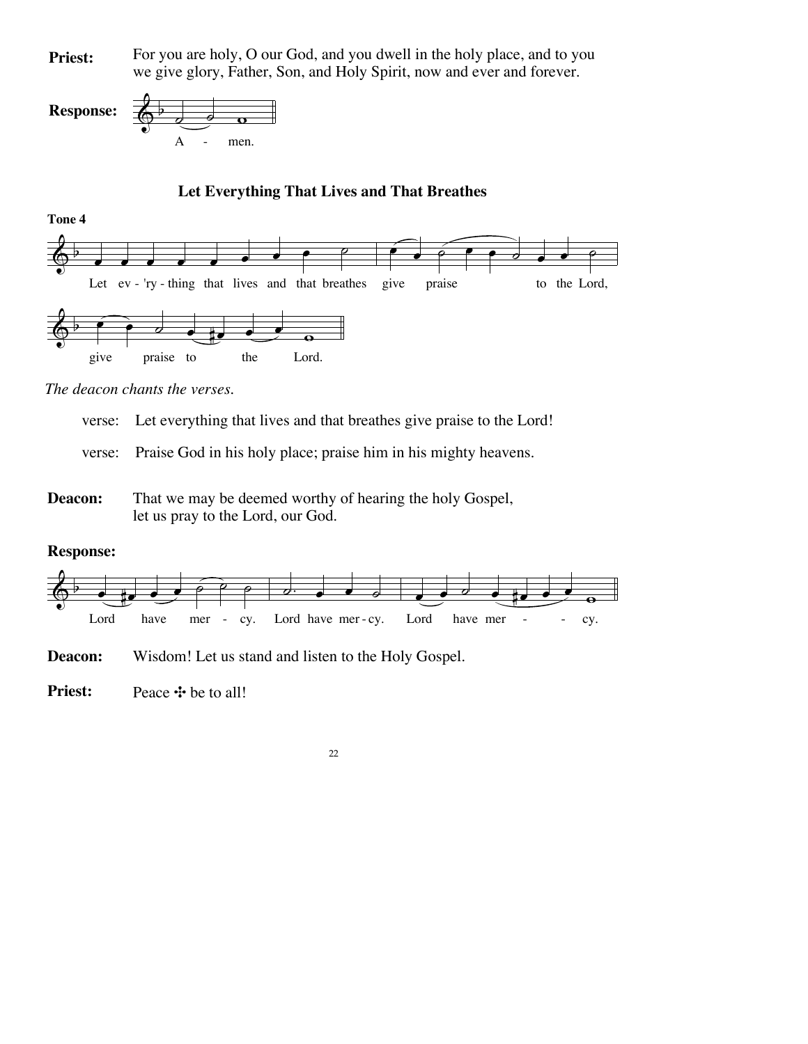**Priest:** For you are holy, O our God, and you dwell in the holy place, and to you we give glory, Father, Son, and Holy Spirit, now and ever and forever.

**Response:** A - men.

### Let Everything That Lives and That Breathes

**Tone 4**

Let ev - 'ry - thing that lives and that breathes give praise to the Lord, give praise to the Lord.

*The deacon chants the verses.*

verse: Let everything that lives and that breathes give praise to the Lord!

verse: Praise God in his holy place; praise him in his mighty heavens.

**Deacon:** That we may be deemed worthy of hearing the holy Gospel, let us pray to the Lord, our God.

**Response:**

Lord have mer - cy. Lord have mer - cy. Lord have mer - - cy.

**Deacon:** Wisdom! Let us stand and listen to the Holy Gospel.

**Priest:** Peace ✣ be to all!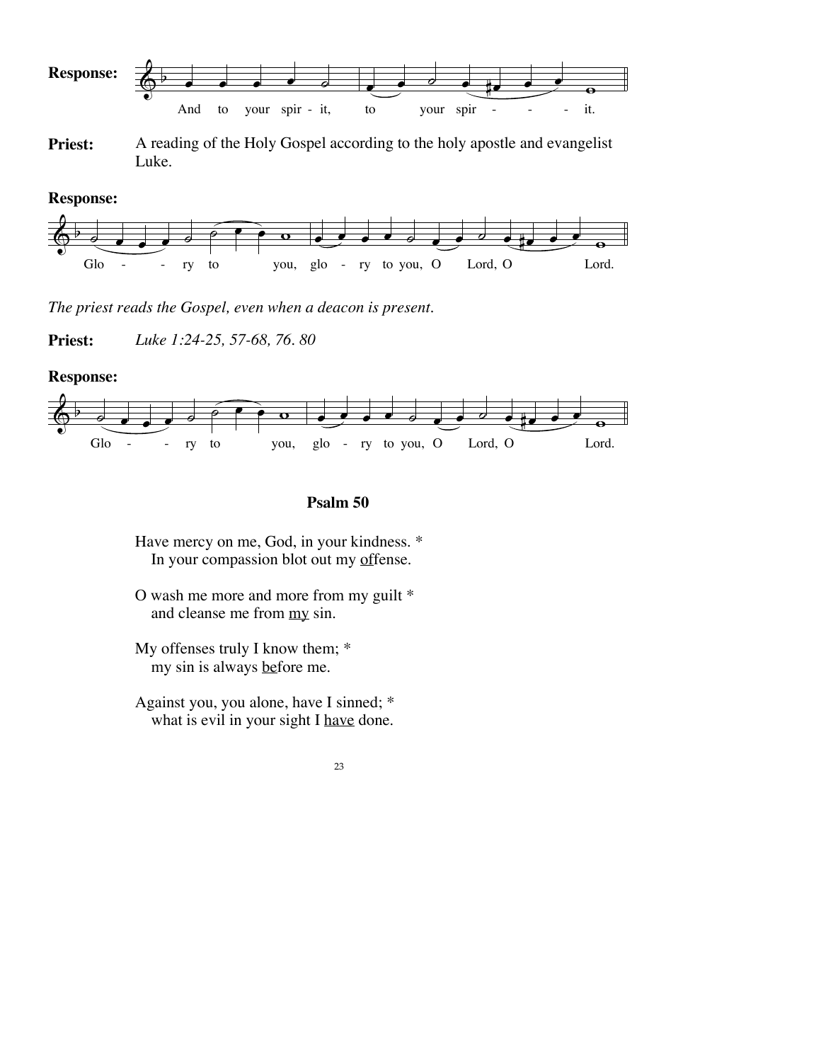**Response:** And to your spir - it, to your spir - - - it.

**Priest:** A reading of the Holy Gospel according to the holy apostle and evangelist Luke.

**Response:** Glo - - ry to you, glo - ry to you, O Lord, O Lord.

*The priest reads the Gospel, even when a deacon is present.*

**Priest:** *Luke 1:24-25, 57-68, 76. 80*

**Response:** Glo - - ry to you, glo - ry to you, O Lord, O Lord.

### Psalm 50

Have mercy on me, God, in your kindness. *
In your compassion blot out my <u>of</u>fense.

O wash me more and more from my guilt *
and cleanse me from <u>my</u> sin.

My offenses truly I know them; *
my sin is always <u>be</u>fore me.

Against you, you alone, have I sinned; *
what is evil in your sight I <u>have</u> done.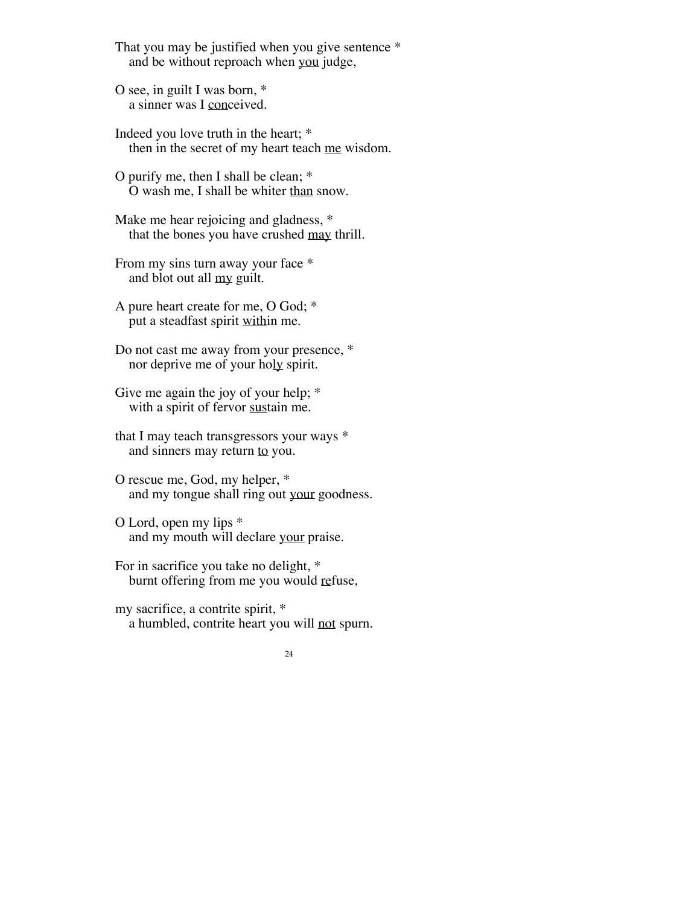That you may be justified when you give sentence *  
  and be without reproach when <u>you</u> judge,

O see, in guilt I was born, *  
  a sinner was I <u>con</u>ceived.

Indeed you love truth in the heart; *  
  then in the secret of my heart teach <u>me</u> wisdom.

O purify me, then I shall be clean; *  
  O wash me, I shall be whiter <u>than</u> snow.

Make me hear rejoicing and gladness, *  
  that the bones you have crushed <u>may</u> thrill.

From my sins turn away your face *  
  and blot out all <u>my</u> guilt.

A pure heart create for me, O God; *  
  put a steadfast spirit <u>with</u>in me.

Do not cast me away from your presence, *  
  nor deprive me of your ho<u>ly</u> spirit.

Give me again the joy of your help; *  
  with a spirit of fervor <u>sus</u>tain me.

that I may teach transgressors your ways *  
  and sinners may return <u>to</u> you.

O rescue me, God, my helper, *  
  and my tongue shall ring out <u>your</u> goodness.

O Lord, open my lips *  
  and my mouth will declare <u>your</u> praise.

For in sacrifice you take no delight, *  
  burnt offering from me you would <u>re</u>fuse,

my sacrifice, a contrite spirit, *  
  a humbled, contrite heart you will <u>not</u> spurn.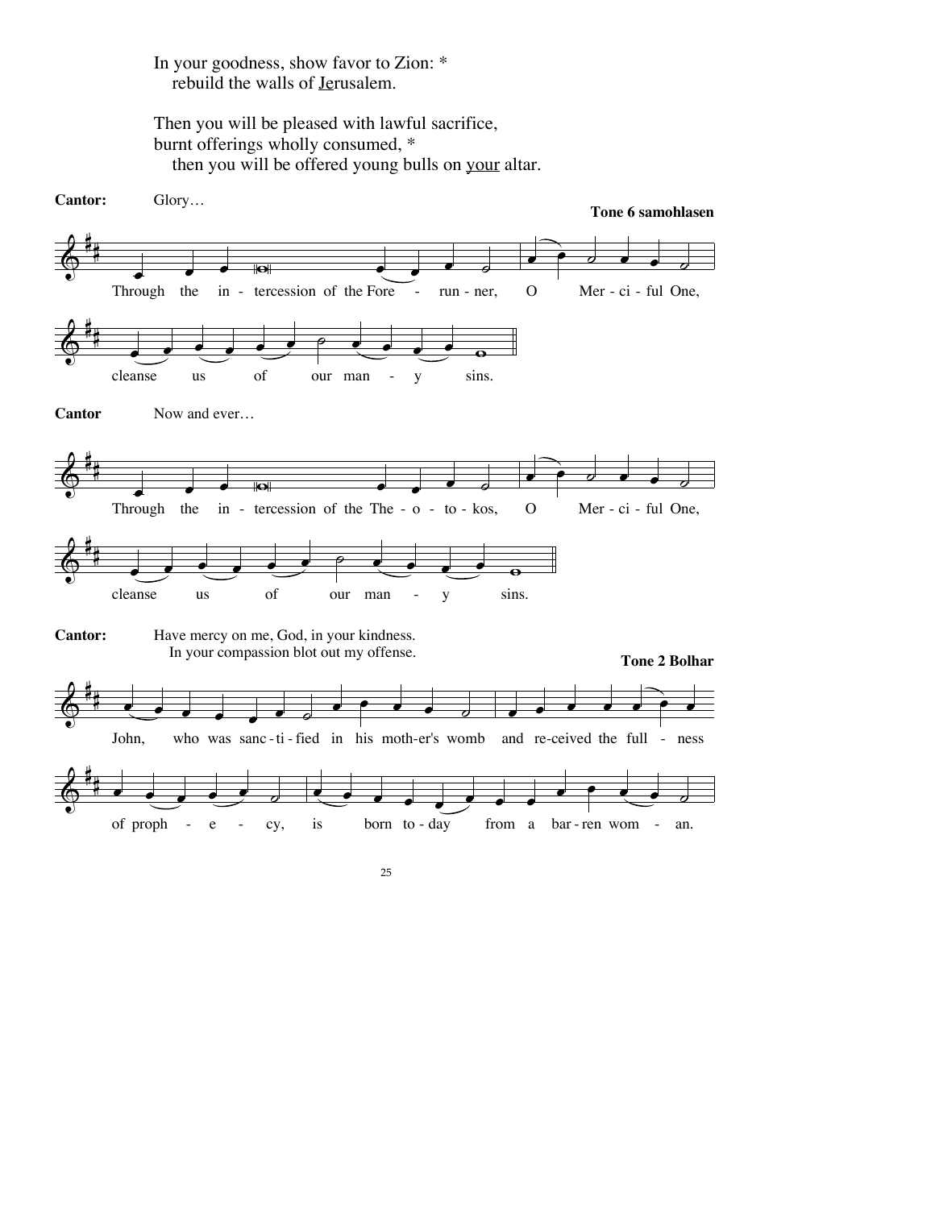In your goodness, show favor to Zion: *
   rebuild the walls of <u>Je</u>rusalem.

Then you will be pleased with lawful sacrifice,
burnt offerings wholly consumed, *
   then you will be offered young bulls on <u>your</u> altar.

**Cantor:** Glory…

**Tone 6 samohlasen**

Through the intercession of the Forerunner, O Merciful One, cleanse us of our many sins.

**Cantor** Now and ever…

Through the intercession of the Theotokos, O Merciful One, cleanse us of our many sins.

**Cantor:** Have mercy on me, God, in your kindness.
   In your compassion blot out my offense.

**Tone 2 Bolhar**

John, who was sanctified in his mother's womb and received the fullness of prophecy, is born today from a barren woman.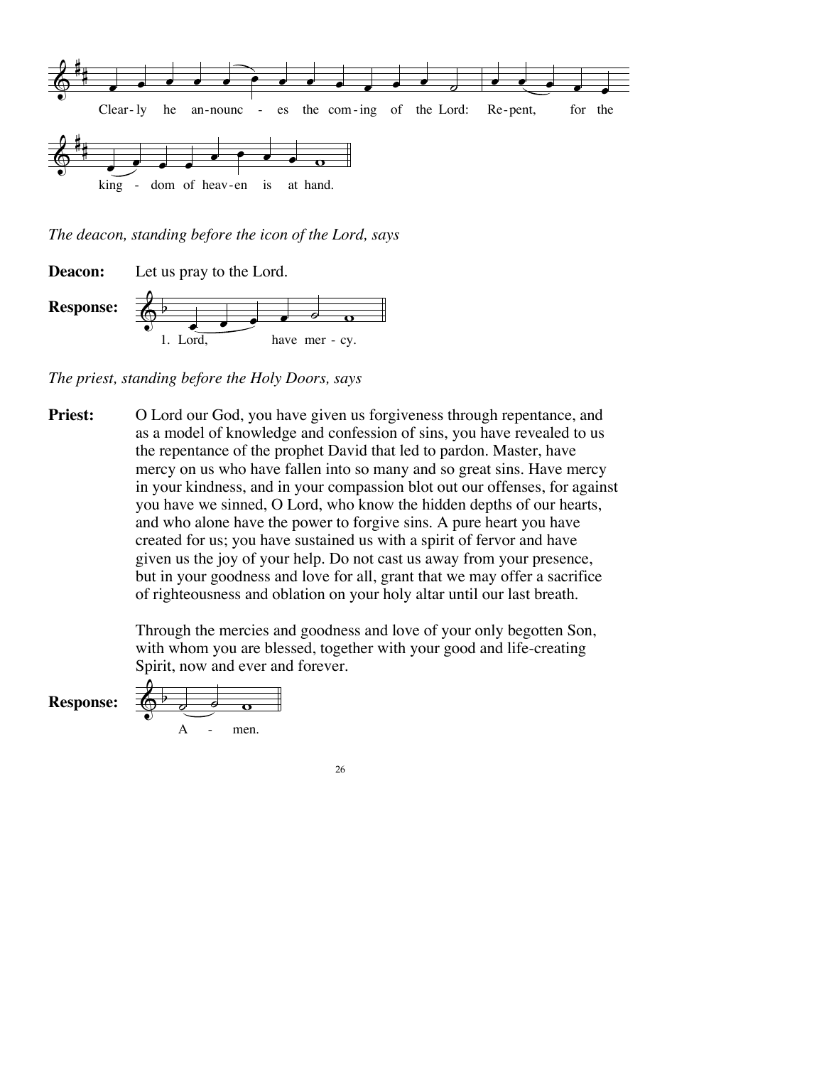Clear-ly he an-nounc - es the com-ing of the Lord: Re-pent, for the king - dom of heav-en is at hand.

*The deacon, standing before the icon of the Lord, says*

**Deacon:** Let us pray to the Lord.

**Response:** 1. Lord, have mer - cy.

*The priest, standing before the Holy Doors, says*

**Priest:** O Lord our God, you have given us forgiveness through repentance, and as a model of knowledge and confession of sins, you have revealed to us the repentance of the prophet David that led to pardon. Master, have mercy on us who have fallen into so many and so great sins. Have mercy in your kindness, and in your compassion blot out our offenses, for against you have we sinned, O Lord, who know the hidden depths of our hearts, and who alone have the power to forgive sins. A pure heart you have created for us; you have sustained us with a spirit of fervor and have given us the joy of your help. Do not cast us away from your presence, but in your goodness and love for all, grant that we may offer a sacrifice of righteousness and oblation on your holy altar until our last breath.

Through the mercies and goodness and love of your only begotten Son, with whom you are blessed, together with your good and life-creating Spirit, now and ever and forever.

**Response:** A - men.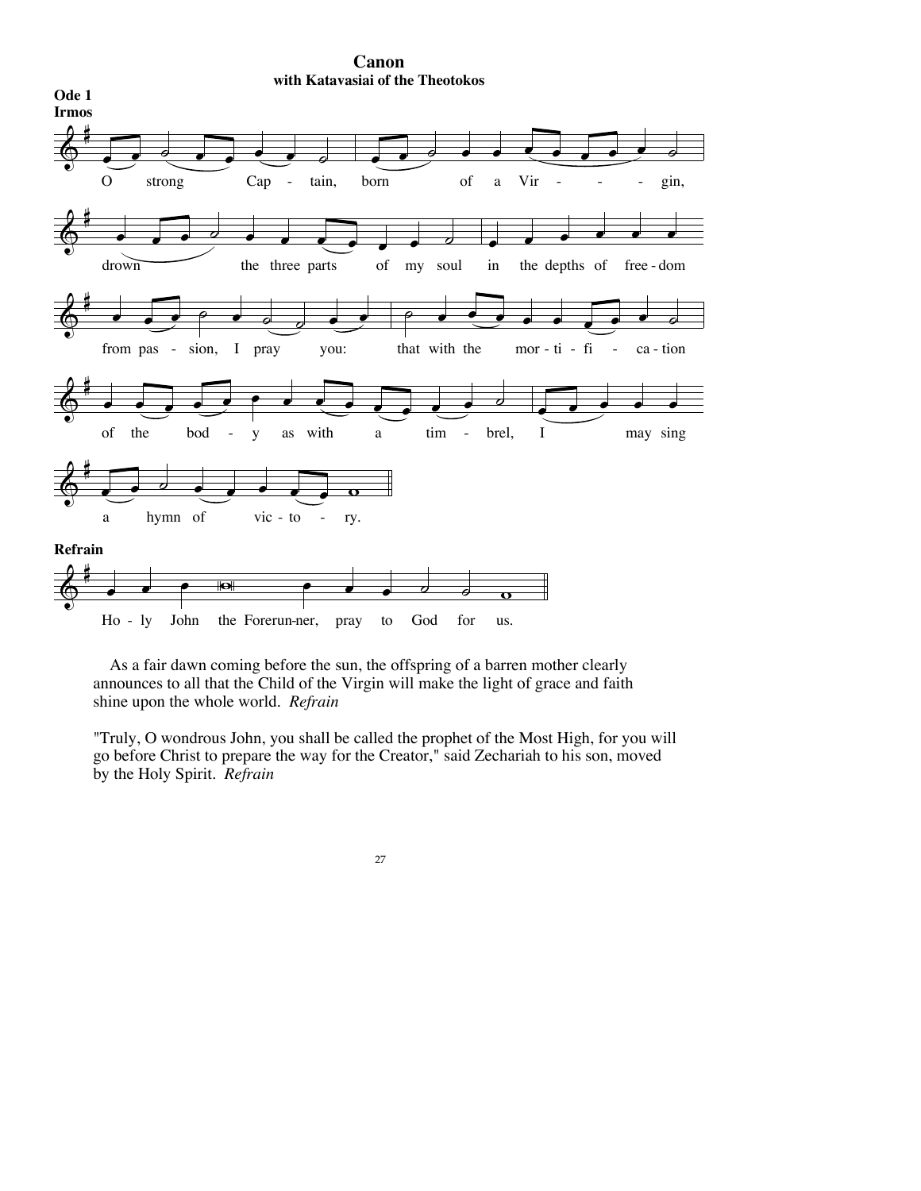# Canon
## with Katavasiai of the Theotokos

### Ode 1

**Irmos**

O strong Captain, born of a Virgin, drown the three parts of my soul in the depths of freedom from passion, I pray you: that with the mortification of the body as with a timbrel, I may sing a hymn of victory.

**Refrain**

Holy John the Forerunner, pray to God for us.

As a fair dawn coming before the sun, the offspring of a barren mother clearly announces to all that the Child of the Virgin will make the light of grace and faith shine upon the whole world. *Refrain*

"Truly, O wondrous John, you shall be called the prophet of the Most High, for you will go before Christ to prepare the way for the Creator," said Zechariah to his son, moved by the Holy Spirit. *Refrain*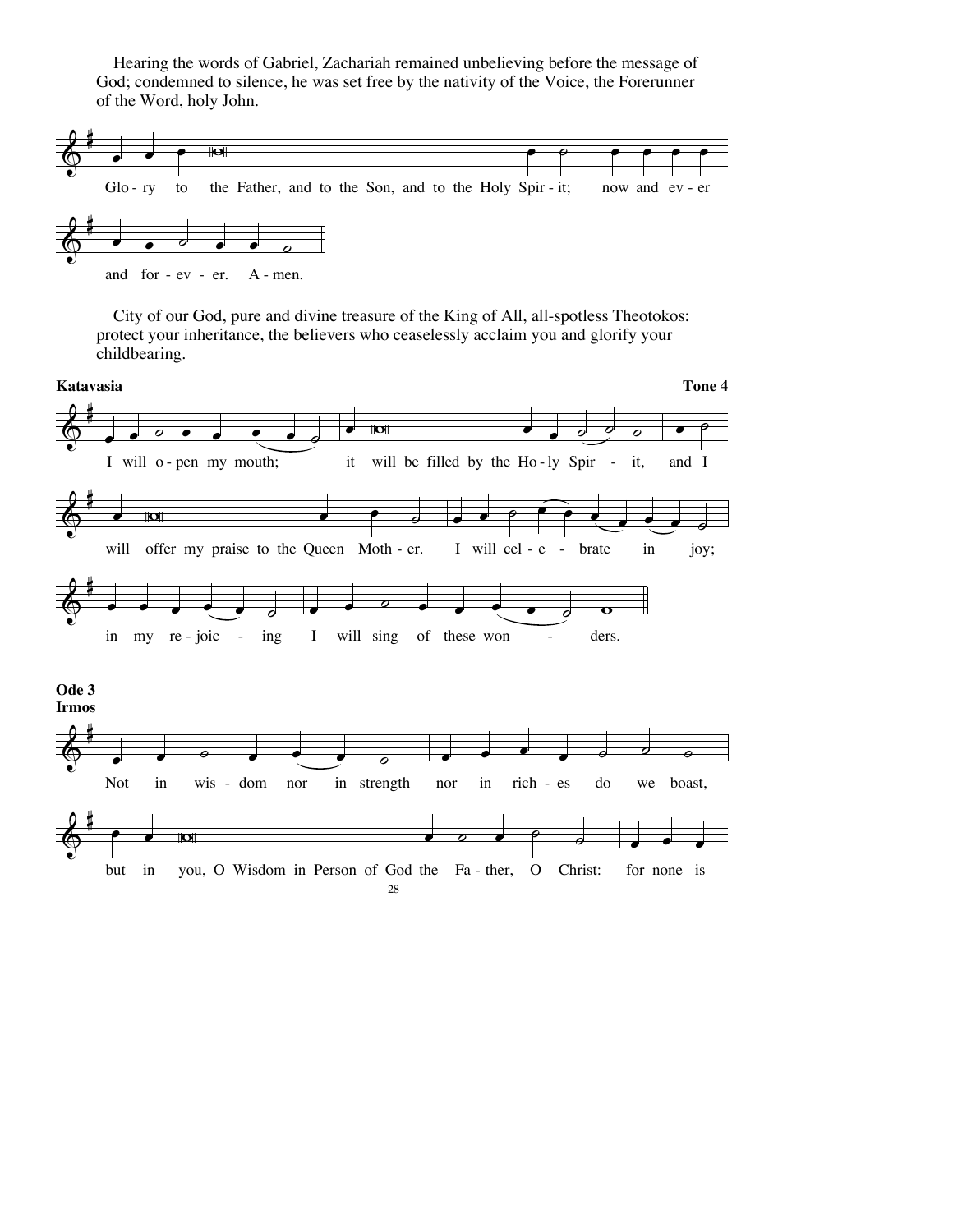Hearing the words of Gabriel, Zachariah remained unbelieving before the message of God; condemned to silence, he was set free by the nativity of the Voice, the Forerunner of the Word, holy John.

Glo - ry to the Father, and to the Son, and to the Holy Spir - it; now and ev - er and for - ev - er. A - men.

City of our God, pure and divine treasure of the King of All, all-spotless Theotokos: protect your inheritance, the believers who ceaselessly acclaim you and glorify your childbearing.

**Katavasia** **Tone 4**

I will o - pen my mouth; it will be filled by the Ho - ly Spir - it, and I will offer my praise to the Queen Moth - er. I will cel - e - brate in joy; in my re - joic - ing I will sing of these won - ders.

## Ode 3

### Irmos

Not in wis - dom nor in strength nor in rich - es do we boast, but in you, O Wisdom in Person of God the Fa - ther, O Christ: for none is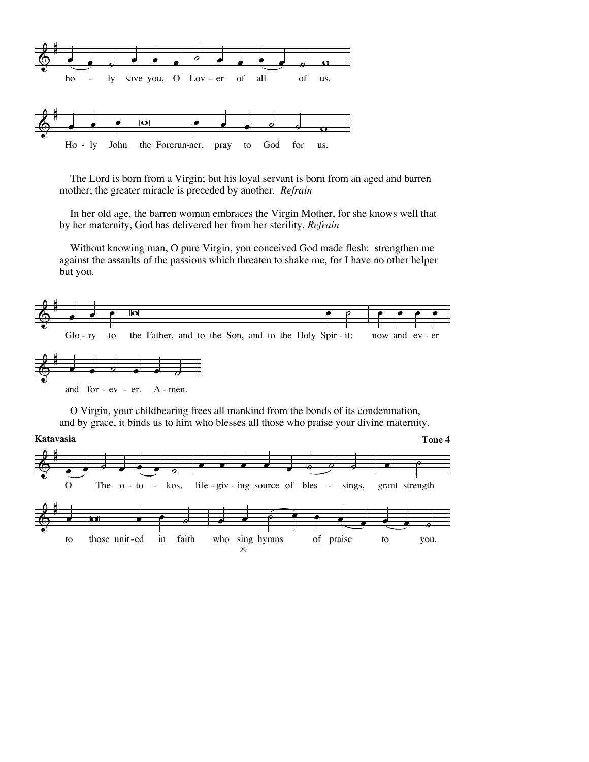ho - ly save you, O Lov - er of all of us.

Ho - ly John the Forerun-ner, pray to God for us.

The Lord is born from a Virgin; but his loyal servant is born from an aged and barren mother; the greater miracle is preceded by another. *Refrain*

In her old age, the barren woman embraces the Virgin Mother, for she knows well that by her maternity, God has delivered her from her sterility. *Refrain*

Without knowing man, O pure Virgin, you conceived God made flesh: strengthen me against the assaults of the passions which threaten to shake me, for I have no other helper but you.

Glo - ry to the Father, and to the Son, and to the Holy Spir - it; now and ev - er

and for - ev - er. A - men.

O Virgin, your childbearing frees all mankind from the bonds of its condemnation, and by grace, it binds us to him who blesses all those who praise your divine maternity.

**Katavasia** **Tone 4**

O The - o - to - kos, life - giv - ing source of bles - sings, grant strength

to those unit - ed in faith who sing hymns of praise to you.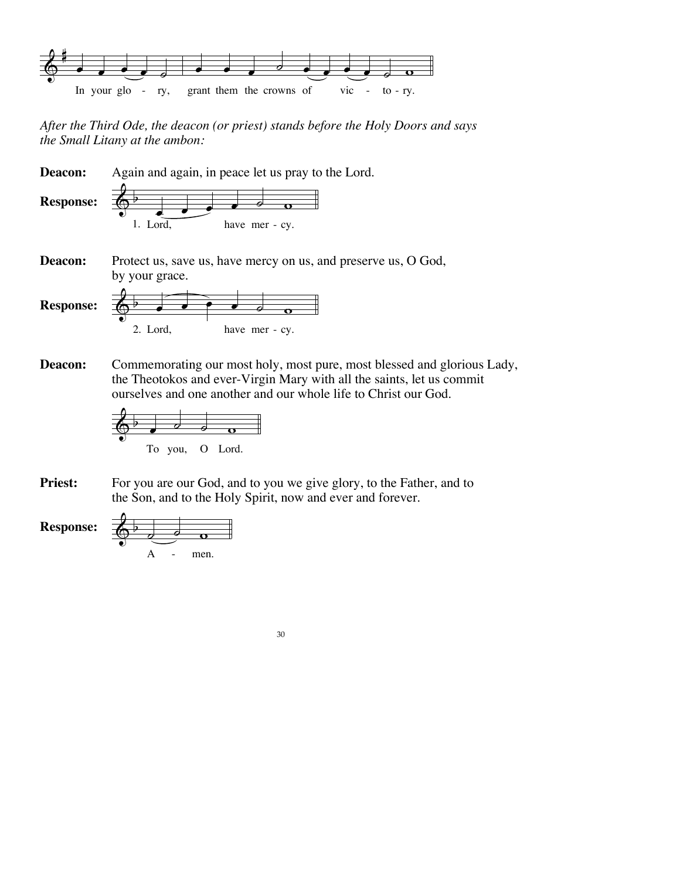In your glo - ry, grant them the crowns of vic - to - ry.

*After the Third Ode, the deacon (or priest) stands before the Holy Doors and says the Small Litany at the ambon:*

**Deacon:** Again and again, in peace let us pray to the Lord.

**Response:** 1. Lord, have mer - cy.

**Deacon:** Protect us, save us, have mercy on us, and preserve us, O God, by your grace.

**Response:** 2. Lord, have mer - cy.

**Deacon:** Commemorating our most holy, most pure, most blessed and glorious Lady, the Theotokos and ever-Virgin Mary with all the saints, let us commit ourselves and one another and our whole life to Christ our God.

To you, O Lord.

**Priest:** For you are our God, and to you we give glory, to the Father, and to the Son, and to the Holy Spirit, now and ever and forever.

**Response:** A - men.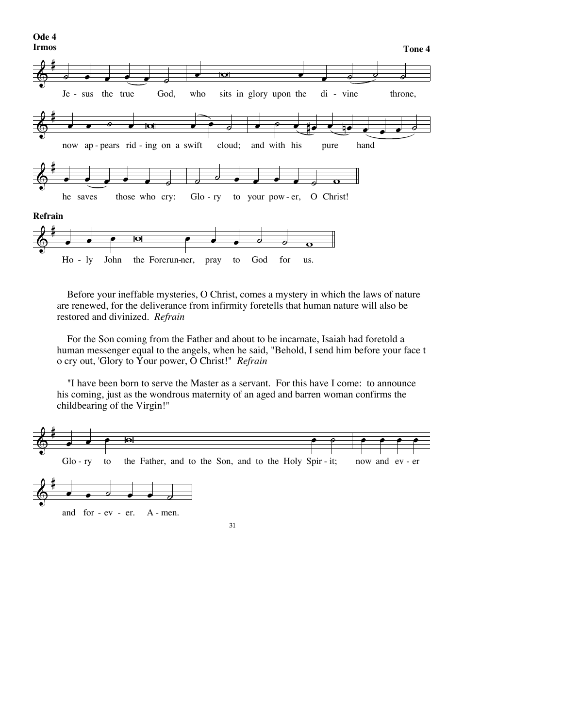**Ode 4**
**Irmos**

**Tone 4**

Je - sus the true God, who sits in glory upon the di - vine throne,

now ap - pears rid - ing on a swift cloud; and with his pure hand

he saves those who cry: Glo - ry to your pow - er, O Christ!

**Refrain**

Ho - ly John the Forerun-ner, pray to God for us.

Before your ineffable mysteries, O Christ, comes a mystery in which the laws of nature are renewed, for the deliverance from infirmity foretells that human nature will also be restored and divinized. *Refrain*

For the Son coming from the Father and about to be incarnate, Isaiah had foretold a human messenger equal to the angels, when he said, "Behold, I send him before your face t o cry out, 'Glory to Your power, O Christ!" *Refrain*

"I have been born to serve the Master as a servant. For this have I come: to announce his coming, just as the wondrous maternity of an aged and barren woman confirms the childbearing of the Virgin!"

Glo - ry to the Father, and to the Son, and to the Holy Spir - it; now and ev - er

and for - ev - er. A - men.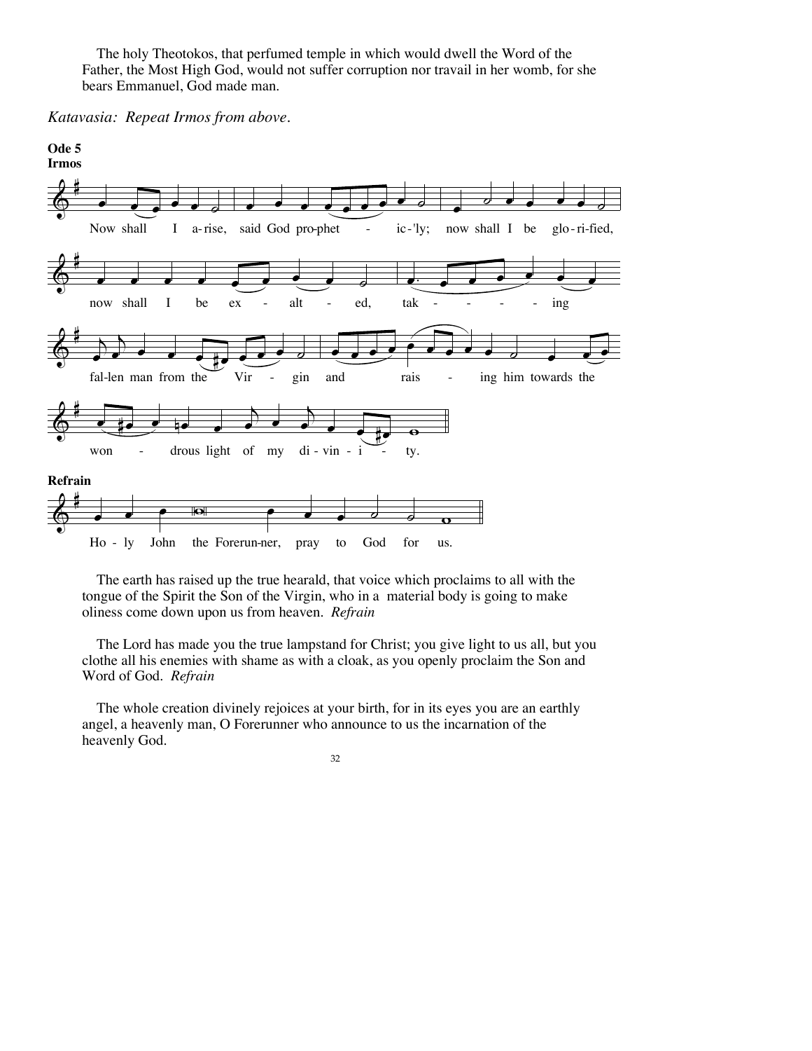The holy Theotokos, that perfumed temple in which would dwell the Word of the Father, the Most High God, would not suffer corruption nor travail in her womb, for she bears Emmanuel, God made man.

*Katavasia: Repeat Irmos from above.*

**Ode 5**
**Irmos**

Now shall I a-rise, said God pro-phet - ic-'ly; now shall I be glo-ri-fied, now shall I be ex - alt - ed, tak - - - - - ing fal-len man from the Vir - gin and rais - ing him towards the won - drous light of my di-vin-i - ty.

**Refrain**

Ho - ly John the Forerun-ner, pray to God for us.

The earth has raised up the true hearald, that voice which proclaims to all with the tongue of the Spirit the Son of the Virgin, who in a material body is going to make oliness come down upon us from heaven. *Refrain*

The Lord has made you the true lampstand for Christ; you give light to us all, but you clothe all his enemies with shame as with a cloak, as you openly proclaim the Son and Word of God. *Refrain*

The whole creation divinely rejoices at your birth, for in its eyes you are an earthly angel, a heavenly man, O Forerunner who announce to us the incarnation of the heavenly God.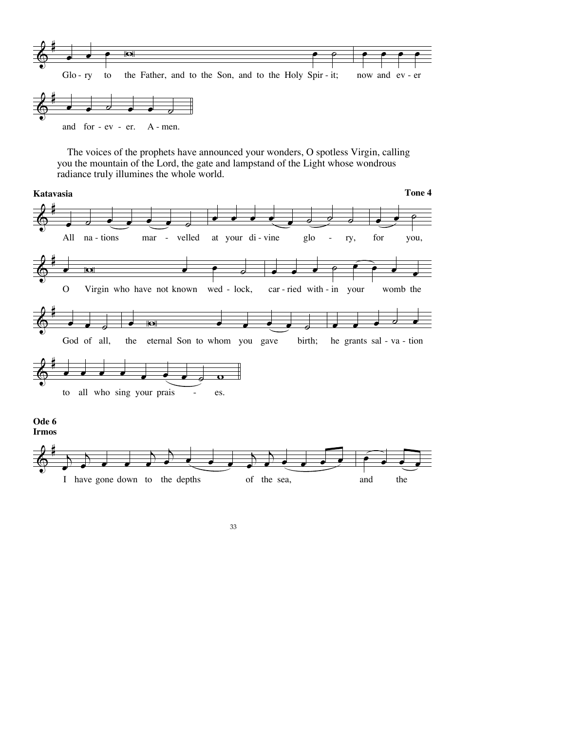Glo - ry to the Father, and to the Son, and to the Holy Spir - it; now and ev - er and for - ev - er. A - men.

The voices of the prophets have announced your wonders, O spotless Virgin, calling you the mountain of the Lord, the gate and lampstand of the Light whose wondrous radiance truly illumines the whole world.

**Katavasia** **Tone 4**

All na - tions mar - velled at your di - vine glo - ry, for you, O Virgin who have not known wed - lock, car - ried with - in your womb the God of all, the eternal Son to whom you gave birth; he grants sal - va - tion to all who sing your prais - es.

**Ode 6**
**Irmos**

I have gone down to the depths of the sea, and the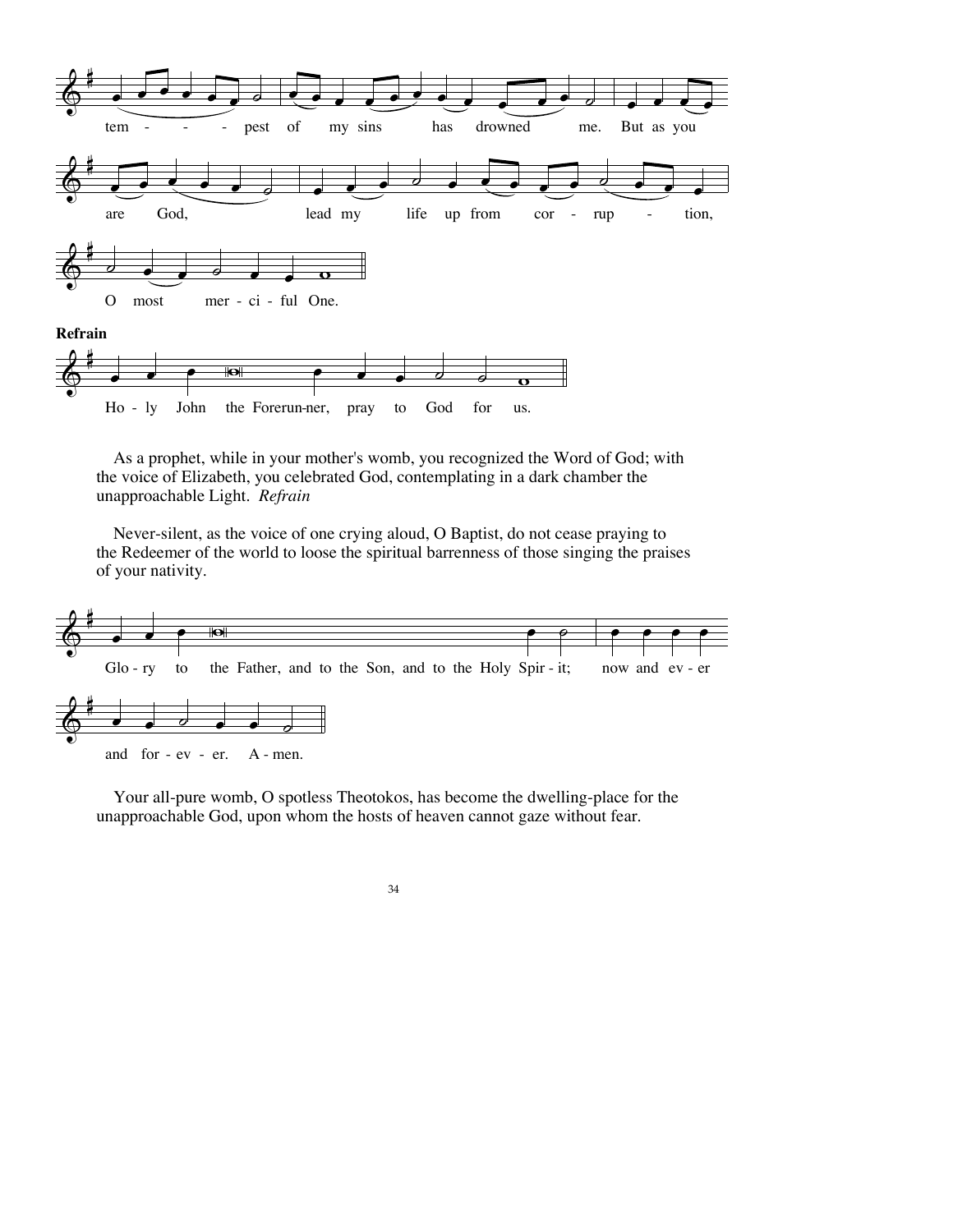tem - - - pest of my sins has drowned me. But as you are God, lead my life up from cor - rup - tion, O most mer - ci - ful One.

**Refrain**

Ho - ly John the Forerun-ner, pray to God for us.

As a prophet, while in your mother's womb, you recognized the Word of God; with the voice of Elizabeth, you celebrated God, contemplating in a dark chamber the unapproachable Light. *Refrain*

Never-silent, as the voice of one crying aloud, O Baptist, do not cease praying to the Redeemer of the world to loose the spiritual barrenness of those singing the praises of your nativity.

Glo - ry to the Father, and to the Son, and to the Holy Spir - it; now and ev - er and for - ev - er. A - men.

Your all-pure womb, O spotless Theotokos, has become the dwelling-place for the unapproachable God, upon whom the hosts of heaven cannot gaze without fear.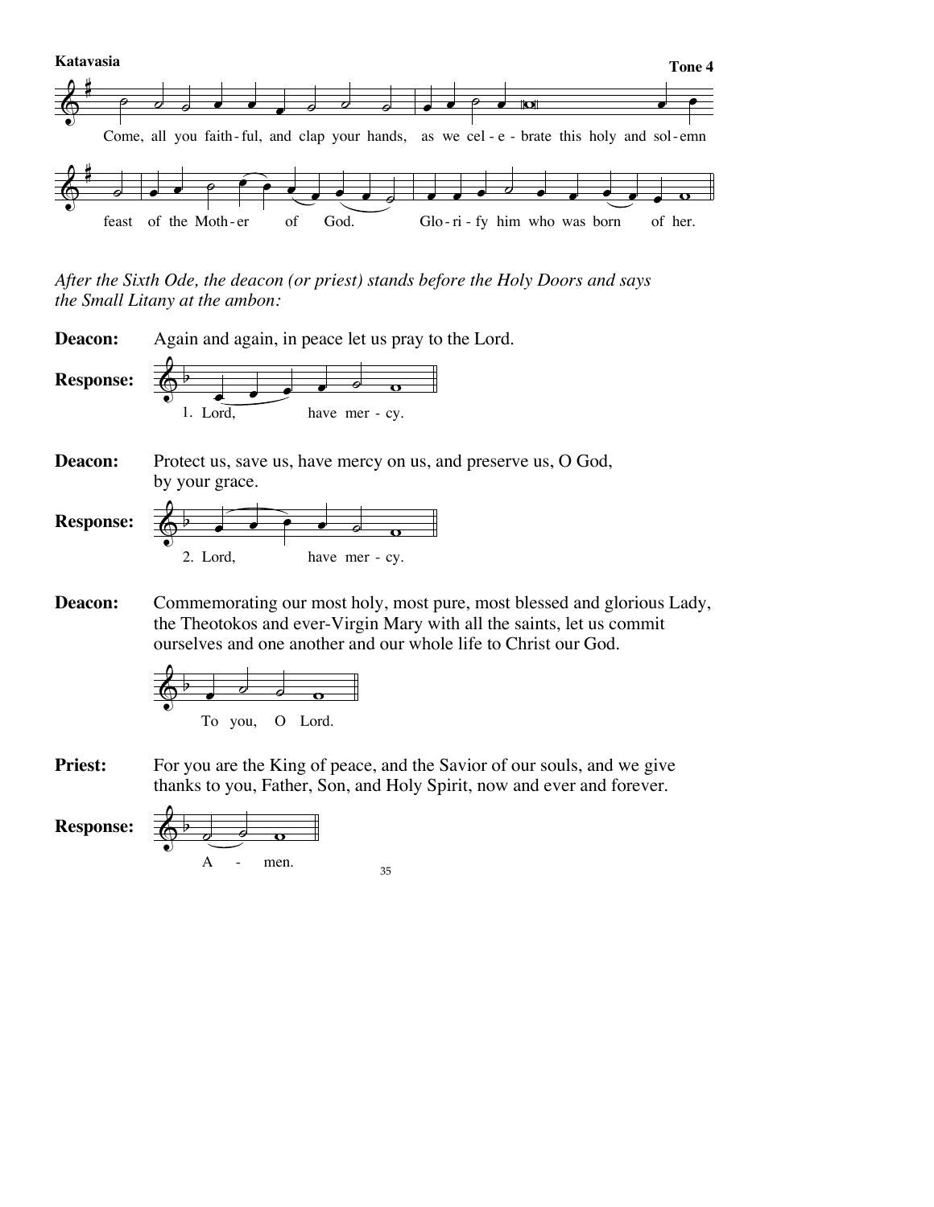**Katavasia**

**Tone 4**

Come, all you faith-ful, and clap your hands, as we cel-e-brate this holy and sol-emn feast of the Moth-er of God. Glo-ri-fy him who was born of her.

*After the Sixth Ode, the deacon (or priest) stands before the Holy Doors and says the Small Litany at the ambon:*

**Deacon:** Again and again, in peace let us pray to the Lord.

**Response:** 1. Lord, have mer-cy.

**Deacon:** Protect us, save us, have mercy on us, and preserve us, O God, by your grace.

**Response:** 2. Lord, have mer-cy.

**Deacon:** Commemorating our most holy, most pure, most blessed and glorious Lady, the Theotokos and ever-Virgin Mary with all the saints, let us commit ourselves and one another and our whole life to Christ our God.

To you, O Lord.

**Priest:** For you are the King of peace, and the Savior of our souls, and we give thanks to you, Father, Son, and Holy Spirit, now and ever and forever.

**Response:** A-men.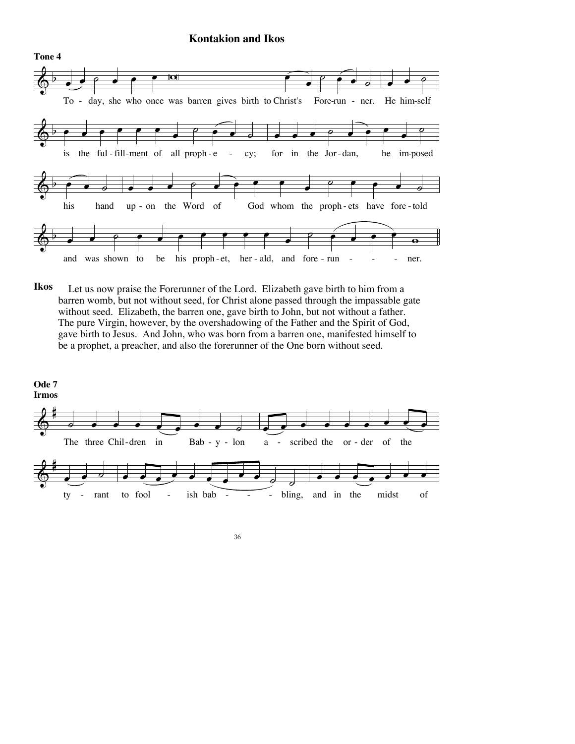## Kontakion and Ikos

**Tone 4**

To - day, she who once was barren gives birth to Christ's Fore-run - ner. He him-self is the ful - fill-ment of all proph - e - cy; for in the Jor - dan, he im-posed his hand up - on the Word of God whom the proph - ets have fore - told and was shown to be his proph - et, her - ald, and fore - run - - - ner.

**Ikos** Let us now praise the Forerunner of the Lord. Elizabeth gave birth to him from a barren womb, but not without seed, for Christ alone passed through the impassable gate without seed. Elizabeth, the barren one, gave birth to John, but not without a father. The pure Virgin, however, by the overshadowing of the Father and the Spirit of God, gave birth to Jesus. And John, who was born from a barren one, manifested himself to be a prophet, a preacher, and also the forerunner of the One born without seed.

**Ode 7**
**Irmos**

The three Chil - dren in Bab - y - lon a - scribed the or - der of the ty - rant to fool - ish bab - - - bling, and in the midst of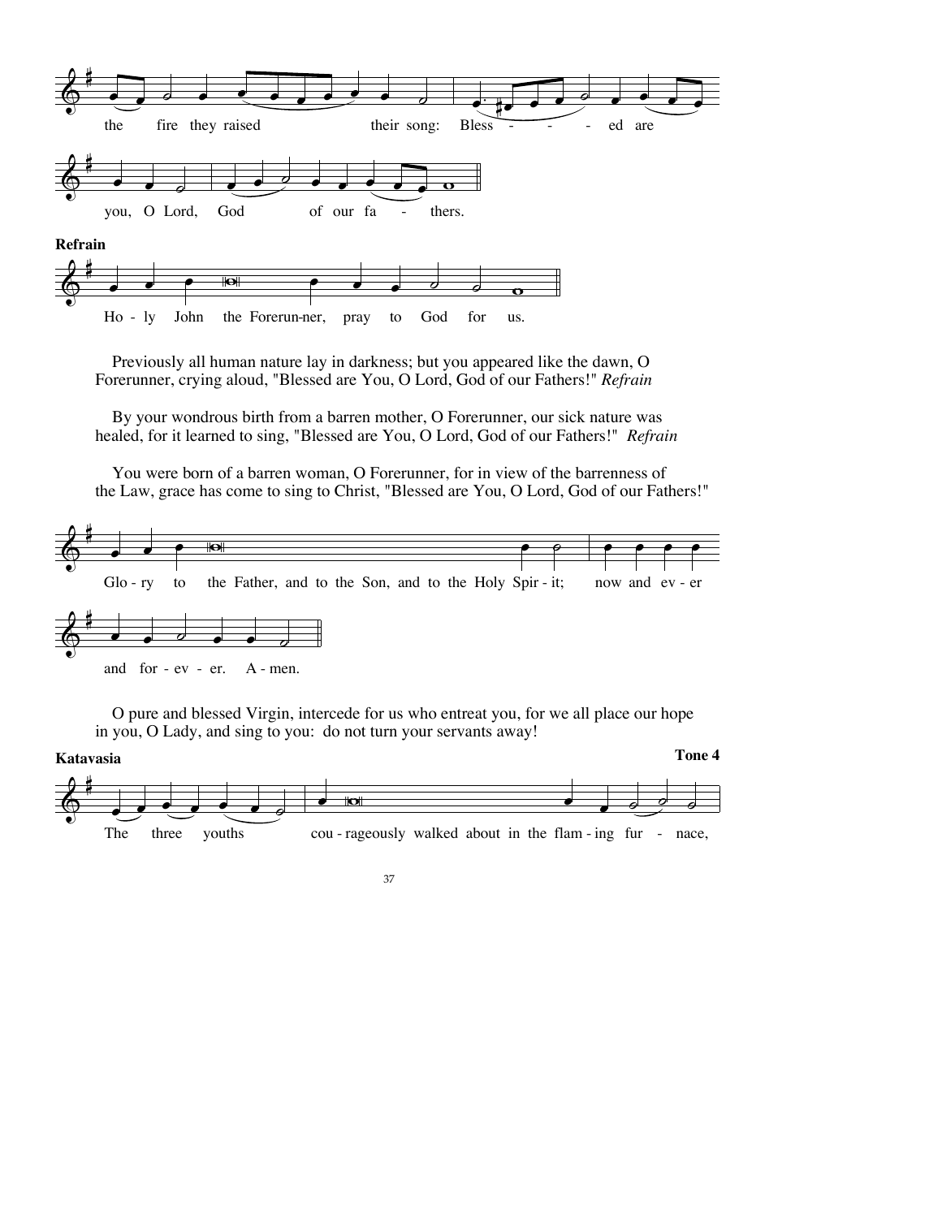the fire they raised their song: Bless - - - ed are

you, O Lord, God of our fa - thers.

**Refrain**

Ho - ly John the Forerun-ner, pray to God for us.

Previously all human nature lay in darkness; but you appeared like the dawn, O Forerunner, crying aloud, "Blessed are You, O Lord, God of our Fathers!" *Refrain*

By your wondrous birth from a barren mother, O Forerunner, our sick nature was healed, for it learned to sing, "Blessed are You, O Lord, God of our Fathers!" *Refrain*

You were born of a barren woman, O Forerunner, for in view of the barrenness of the Law, grace has come to sing to Christ, "Blessed are You, O Lord, God of our Fathers!"

Glo - ry to the Father, and to the Son, and to the Holy Spir - it; now and ev - er

and for - ev - er. A - men.

O pure and blessed Virgin, intercede for us who entreat you, for we all place our hope in you, O Lady, and sing to you: do not turn your servants away!

**Katavasia** **Tone 4**

The three youths cou - rageously walked about in the flam - ing fur - nace,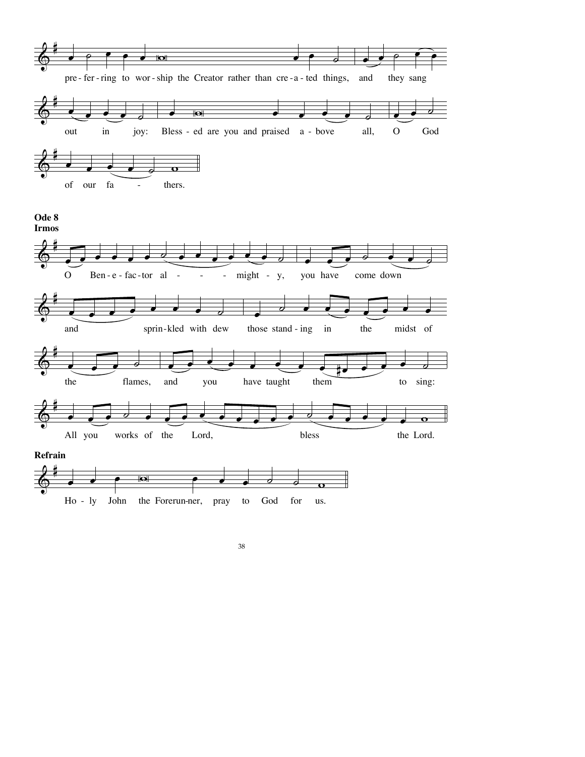pre - fer - ring to wor - ship the Creator rather than cre - a - ted things, and they sang

out in joy: Bless - ed are you and praised a - bove all, O God

of our fa - thers.

**Ode 8**
**Irmos**

O Ben - e - fac - tor al - - - might - y, you have come down

and sprin - kled with dew those stand - ing in the midst of

the flames, and you have taught them to sing:

All you works of the Lord, bless the Lord.

**Refrain**

Ho - ly John the Forerun-ner, pray to God for us.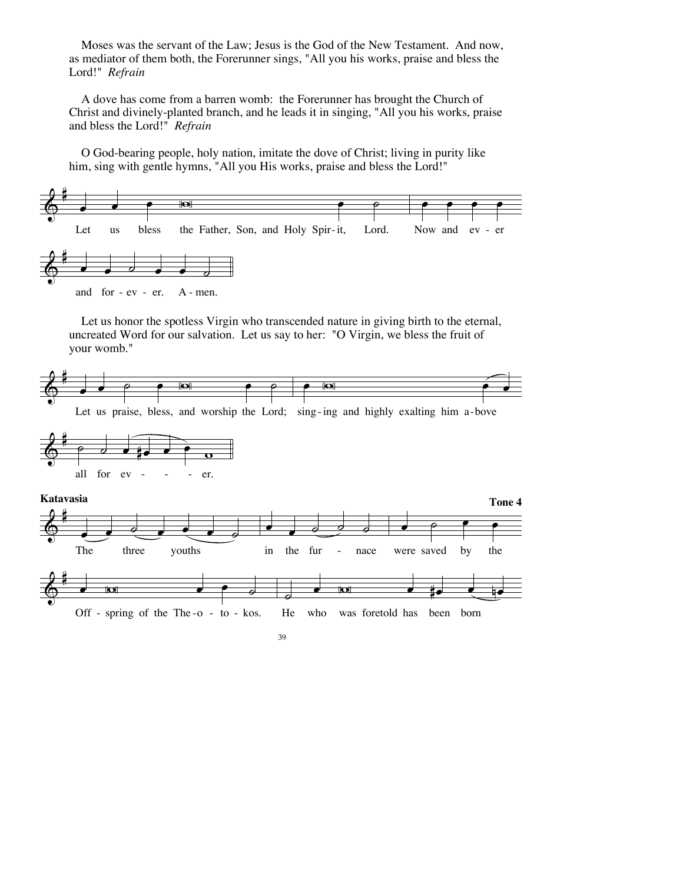Moses was the servant of the Law; Jesus is the God of the New Testament. And now, as mediator of them both, the Forerunner sings, "All you his works, praise and bless the Lord!" *Refrain*

A dove has come from a barren womb: the Forerunner has brought the Church of Christ and divinely-planted branch, and he leads it in singing, "All you his works, praise and bless the Lord!" *Refrain*

O God-bearing people, holy nation, imitate the dove of Christ; living in purity like him, sing with gentle hymns, "All you His works, praise and bless the Lord!"

Let us bless the Father, Son, and Holy Spir-it, Lord. Now and ev - er and for - ev - er. A - men.

Let us honor the spotless Virgin who transcended nature in giving birth to the eternal, uncreated Word for our salvation. Let us say to her: "O Virgin, we bless the fruit of your womb."

Let us praise, bless, and worship the Lord; sing-ing and highly exalting him a-bove all for ev - - - - er.

**Katavasia** **Tone 4**

The three youths in the fur - nace were saved by the Off - spring of the The-o - to - kos. He who was foretold has been born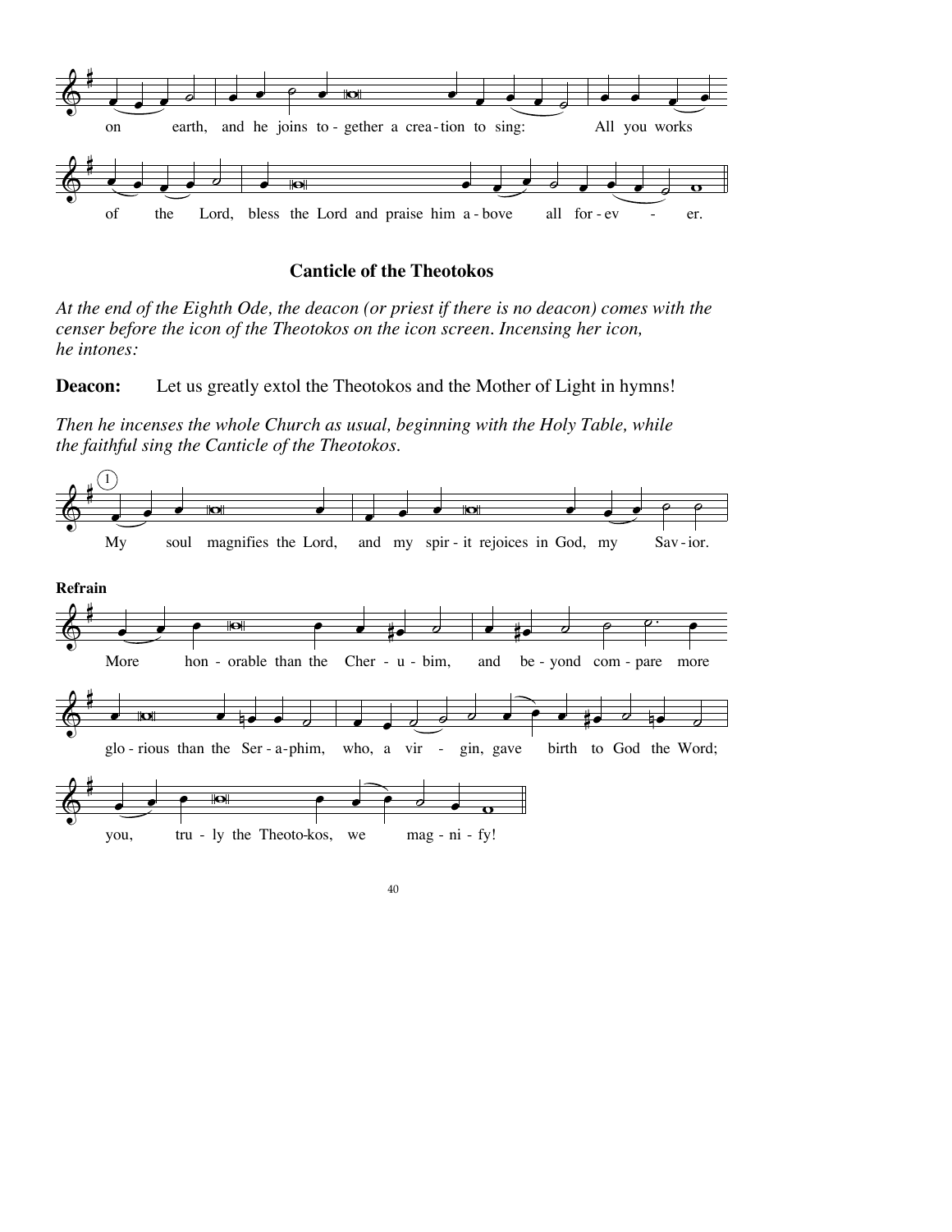on earth, and he joins to - gether a crea - tion to sing: All you works

of the Lord, bless the Lord and praise him a - bove all for - ev - er.

### Canticle of the Theotokos

*At the end of the Eighth Ode, the deacon (or priest if there is no deacon) comes with the censer before the icon of the Theotokos on the icon screen. Incensing her icon, he intones:*

**Deacon:** Let us greatly extol the Theotokos and the Mother of Light in hymns!

*Then he incenses the whole Church as usual, beginning with the Holy Table, while the faithful sing the Canticle of the Theotokos.*

(1) My soul magnifies the Lord, and my spir - it rejoices in God, my Sav - ior.

**Refrain**

More hon - orable than the Cher - u - bim, and be - yond com - pare more glo - rious than the Ser - a - phim, who, a vir - gin, gave birth to God the Word; you, tru - ly the Theoto-kos, we mag - ni - fy!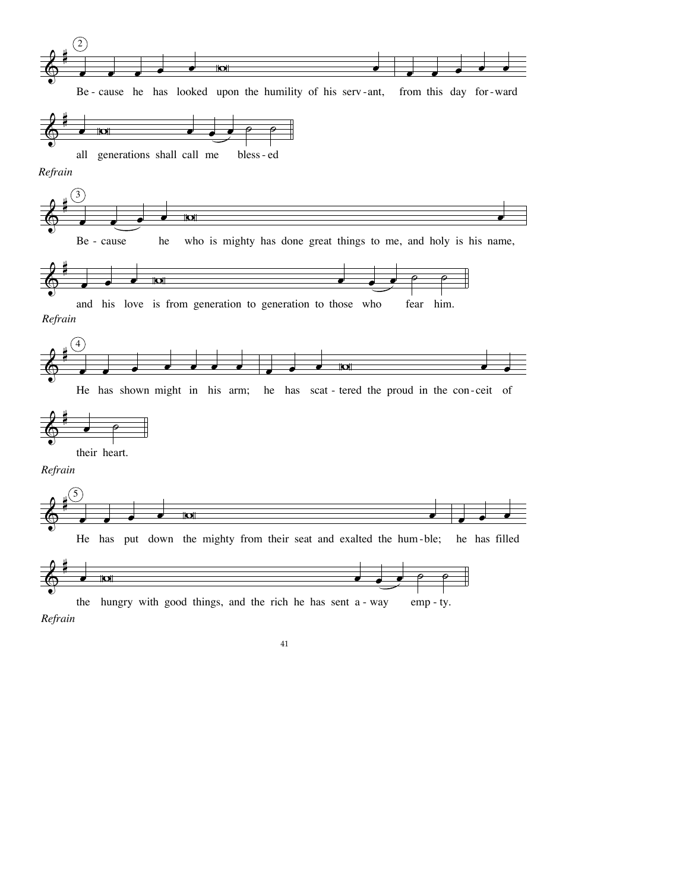(2)

Be - cause he has looked upon the humility of his serv - ant, from this day for - ward

all generations shall call me bless - ed

*Refrain*

(3)

Be - cause he who is mighty has done great things to me, and holy is his name,

and his love is from generation to generation to those who fear him.

*Refrain*

(4)

He has shown might in his arm; he has scat - tered the proud in the con - ceit of

their heart.

*Refrain*

(5)

He has put down the mighty from their seat and exalted the hum - ble; he has filled

the hungry with good things, and the rich he has sent a - way emp - ty.

*Refrain*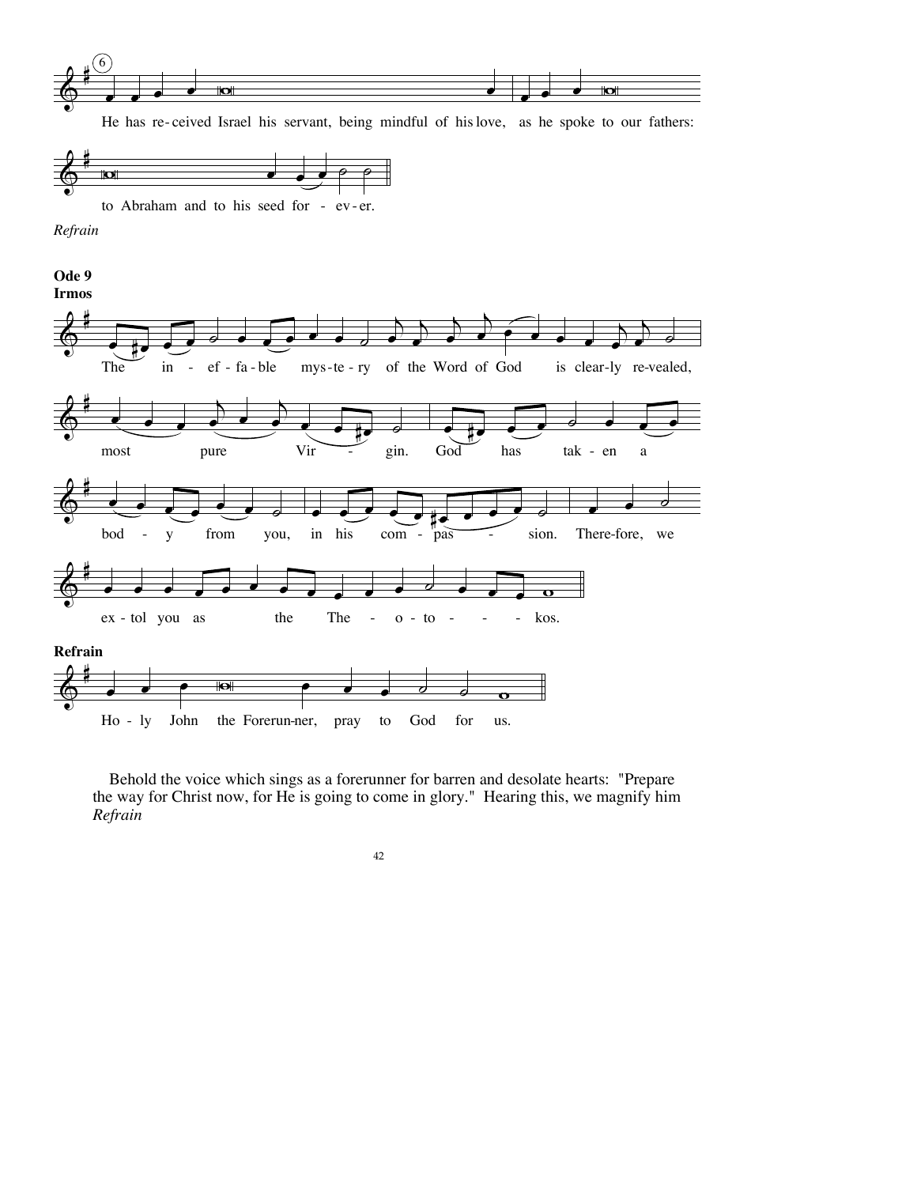⑥

He has re-ceived Israel his servant, being mindful of his love, as he spoke to our fathers:

to Abraham and to his seed for - ev-er.

*Refrain*

**Ode 9**
**Irmos**

The in - ef - fa - ble mys-te - ry of the Word of God is clear-ly re-vealed,

most pure Vir - gin. God has tak - en a

bod - y from you, in his com - pas - sion. There-fore, we

ex - tol you as the The - o - to - - - kos.

**Refrain**

Ho - ly John the Forerun-ner, pray to God for us.

Behold the voice which sings as a forerunner for barren and desolate hearts: "Prepare the way for Christ now, for He is going to come in glory." Hearing this, we magnify him
*Refrain*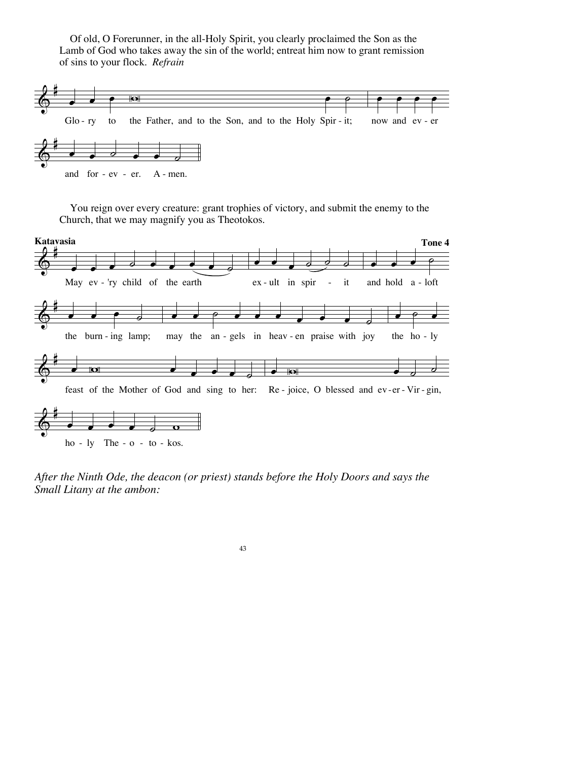Of old, O Forerunner, in the all-Holy Spirit, you clearly proclaimed the Son as the Lamb of God who takes away the sin of the world; entreat him now to grant remission of sins to your flock. *Refrain*

Glo - ry to the Father, and to the Son, and to the Holy Spir - it; now and ev - er and for - ev - er. A - men.

You reign over every creature: grant trophies of victory, and submit the enemy to the Church, that we may magnify you as Theotokos.

**Katavasia** **Tone 4**

May ev - 'ry child of the earth ex - ult in spir - it and hold a - loft the burn - ing lamp; may the an - gels in heav - en praise with joy the ho - ly feast of the Mother of God and sing to her: Re - joice, O blessed and ev - er - Vir - gin, ho - ly The - o - to - kos.

*After the Ninth Ode, the deacon (or priest) stands before the Holy Doors and says the Small Litany at the ambon:*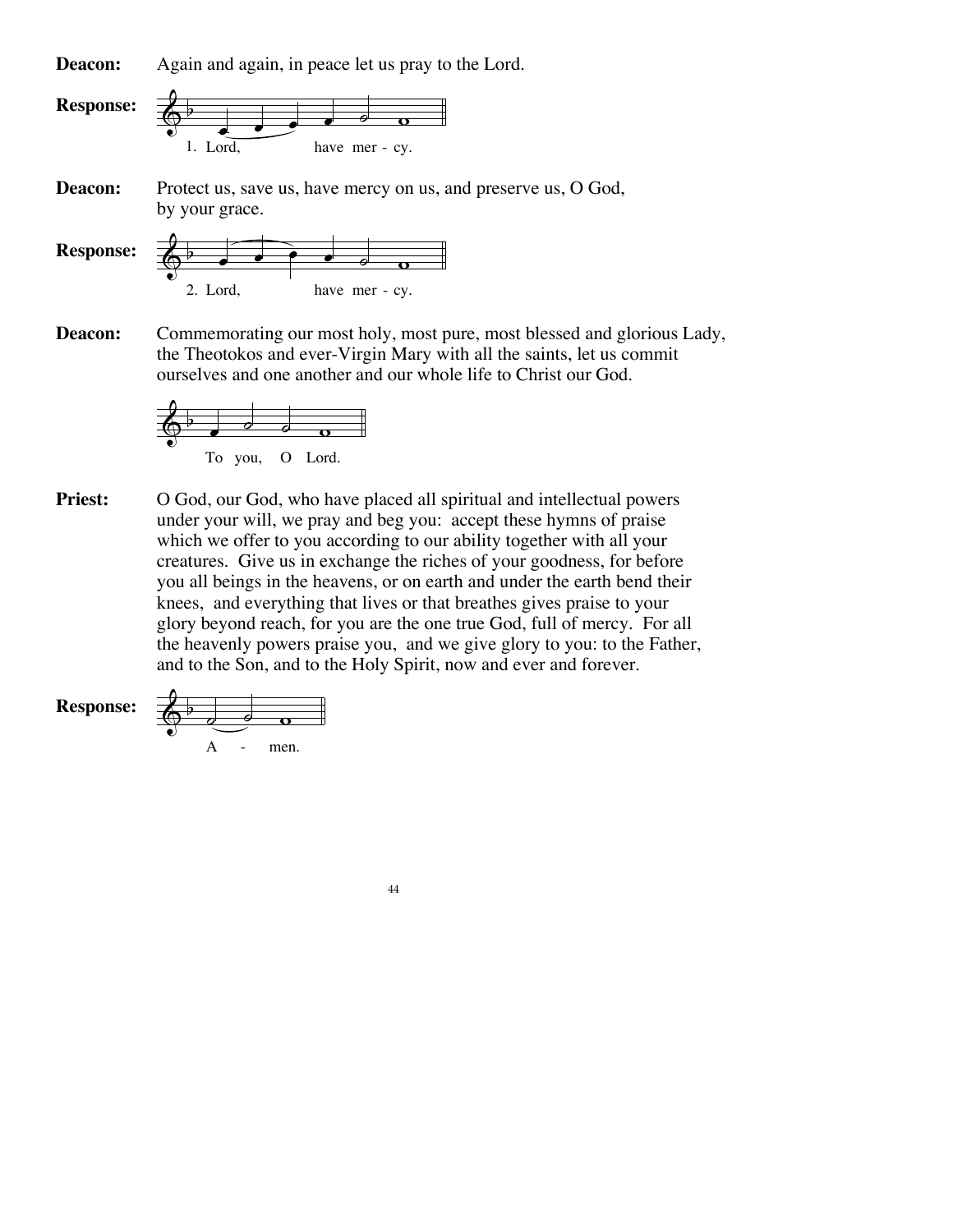**Deacon:** Again and again, in peace let us pray to the Lord.

**Response:** 1. Lord, have mer - cy.

**Deacon:** Protect us, save us, have mercy on us, and preserve us, O God, by your grace.

**Response:** 2. Lord, have mer - cy.

**Deacon:** Commemorating our most holy, most pure, most blessed and glorious Lady, the Theotokos and ever-Virgin Mary with all the saints, let us commit ourselves and one another and our whole life to Christ our God.

To you, O Lord.

**Priest:** O God, our God, who have placed all spiritual and intellectual powers under your will, we pray and beg you: accept these hymns of praise which we offer to you according to our ability together with all your creatures. Give us in exchange the riches of your goodness, for before you all beings in the heavens, or on earth and under the earth bend their knees, and everything that lives or that breathes gives praise to your glory beyond reach, for you are the one true God, full of mercy. For all the heavenly powers praise you, and we give glory to you: to the Father, and to the Son, and to the Holy Spirit, now and ever and forever.

**Response:** A - men.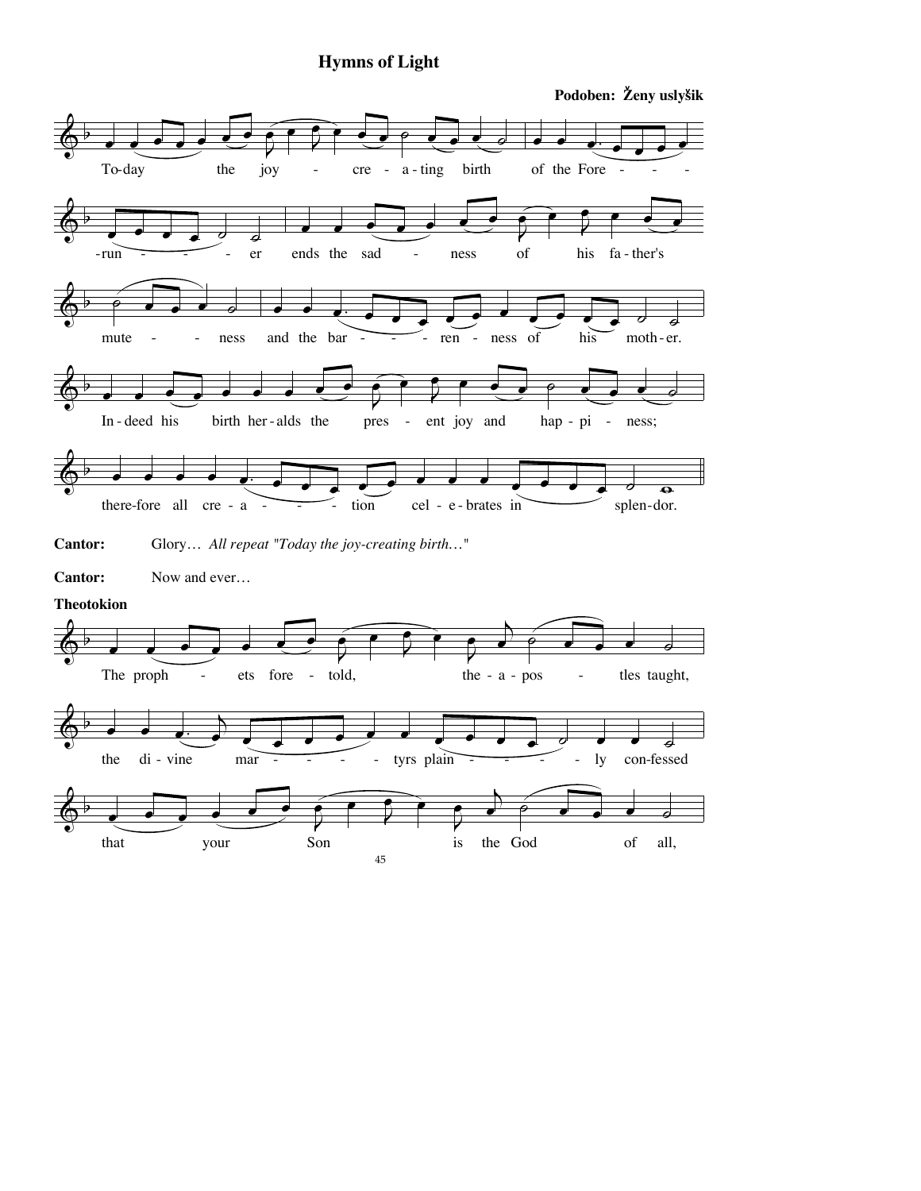# Hymns of Light

**Podoben: Ženy uslyšik**

To-day the joy-creating birth of the Forerunner ends the sadness of his father's muteness and the barrenness of his mother. Indeed his birth heralds the present joy and happiness; therefore all creation celebrates in splendor.

**Cantor:** Glory… *All repeat "Today the joy-creating birth…"*

**Cantor:** Now and ever…

**Theotokion**

The prophets foretold, the apostles taught, the divine martyrs plainly confessed that your Son is the God of all,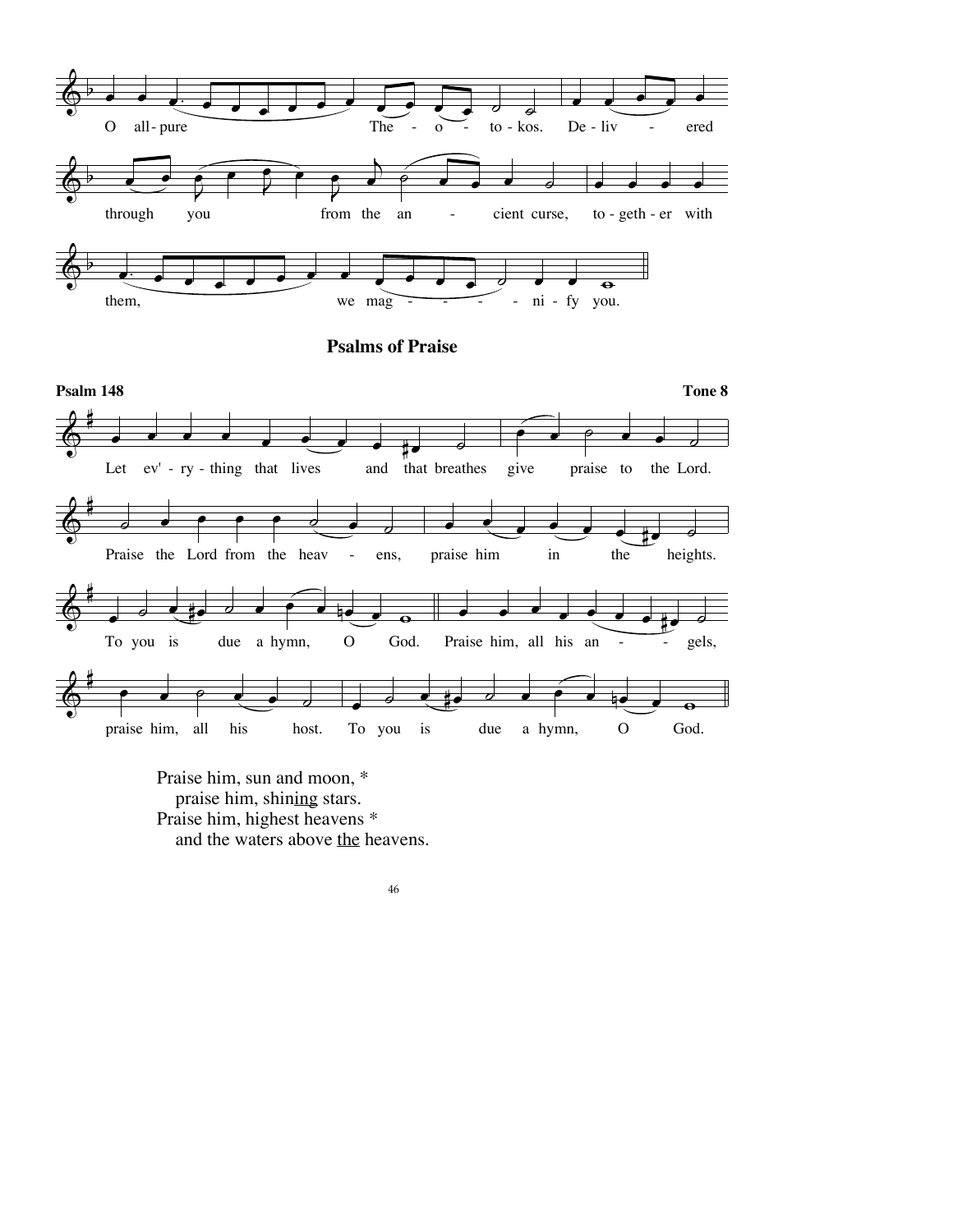O all-pure The - o - to - kos. De - liv - ered through you from the an - cient curse, to - geth - er with them, we mag - - - - - ni - fy you.

## Psalms of Praise

**Psalm 148** **Tone 8**

Let ev' - ry - thing that lives and that breathes give praise to the Lord. Praise the Lord from the heav - ens, praise him in the heights. To you is due a hymn, O God. Praise him, all his an - - gels, praise him, all his host. To you is due a hymn, O God.

Praise him, sun and moon, *
  praise him, shin<u>ing</u> stars.
Praise him, highest heavens *
  and the waters above <u>the</u> heavens.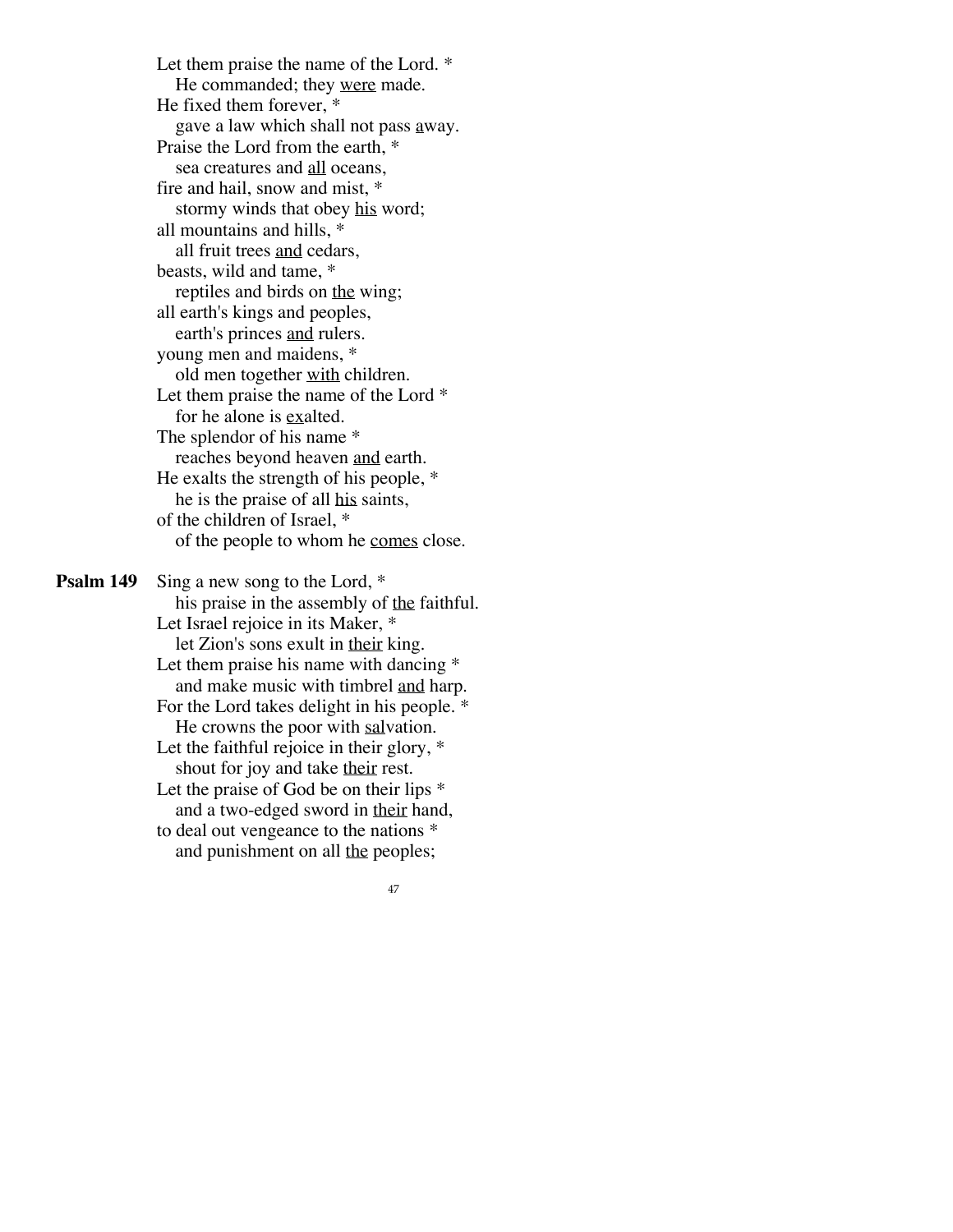Let them praise the name of the Lord. *
He commanded; they <u>were</u> made.
He fixed them forever, *
gave a law which shall not pass <u>a</u>way.
Praise the Lord from the earth, *
sea creatures and <u>all</u> oceans,
fire and hail, snow and mist, *
stormy winds that obey <u>his</u> word;
all mountains and hills, *
all fruit trees <u>and</u> cedars,
beasts, wild and tame, *
reptiles and birds on <u>the</u> wing;
all earth's kings and peoples,
earth's princes <u>and</u> rulers.
young men and maidens, *
old men together <u>with</u> children.
Let them praise the name of the Lord *
for he alone is <u>ex</u>alted.
The splendor of his name *
reaches beyond heaven <u>and</u> earth.
He exalts the strength of his people, *
he is the praise of all <u>his</u> saints,
of the children of Israel, *
of the people to whom he <u>comes</u> close.

**Psalm 149** Sing a new song to the Lord, *
his praise in the assembly of <u>the</u> faithful.
Let Israel rejoice in its Maker, *
let Zion's sons exult in <u>their</u> king.
Let them praise his name with dancing *
and make music with timbrel <u>and</u> harp.
For the Lord takes delight in his people. *
He crowns the poor with <u>sal</u>vation.
Let the faithful rejoice in their glory, *
shout for joy and take <u>their</u> rest.
Let the praise of God be on their lips *
and a two-edged sword in <u>their</u> hand,
to deal out vengeance to the nations *
and punishment on all <u>the</u> peoples;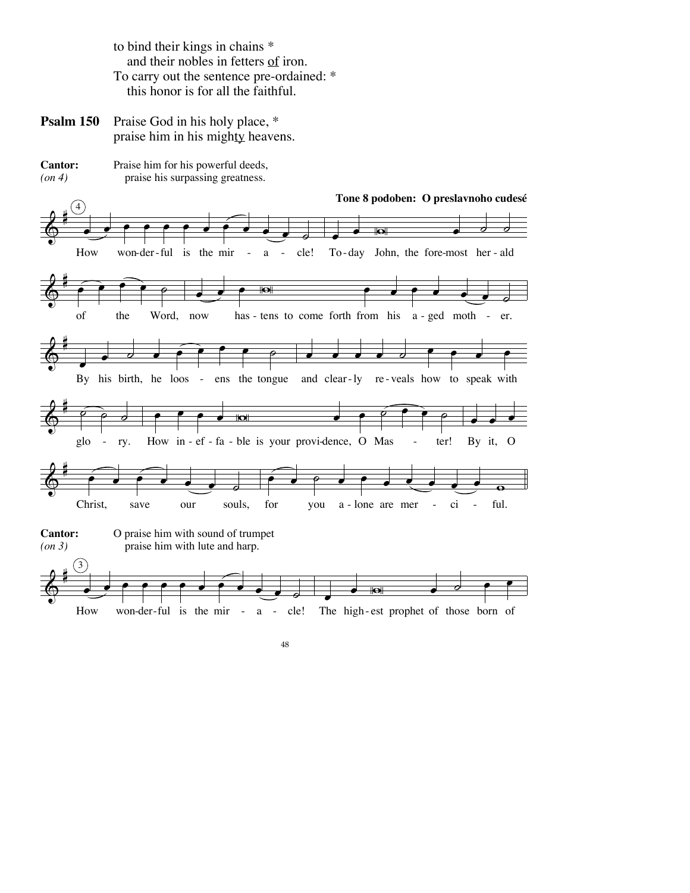to bind their kings in chains *
   and their nobles in fetters <u>of</u> iron.
To carry out the sentence pre-ordained: *
   this honor is for all the faithful.

**Psalm 150**   Praise God in his holy place, *
praise him in his migh<u>ty</u> heavens.

**Cantor:** Praise him for his powerful deeds,
*(on 4)*   praise his surpassing greatness.

**Tone 8 podoben: O preslavnoho cudesé**

How wonderful is the miracle! Today John, the foremost herald of the Word, now hastens to come forth from his aged mother. By his birth, he loosens the tongue and clearly reveals how to speak with glory. How ineffable is your providence, O Master! By it, O Christ, save our souls, for you alone are merciful.

**Cantor:** O praise him with sound of trumpet
*(on 3)*   praise him with lute and harp.

How wonderful is the miracle! The highest prophet of those born of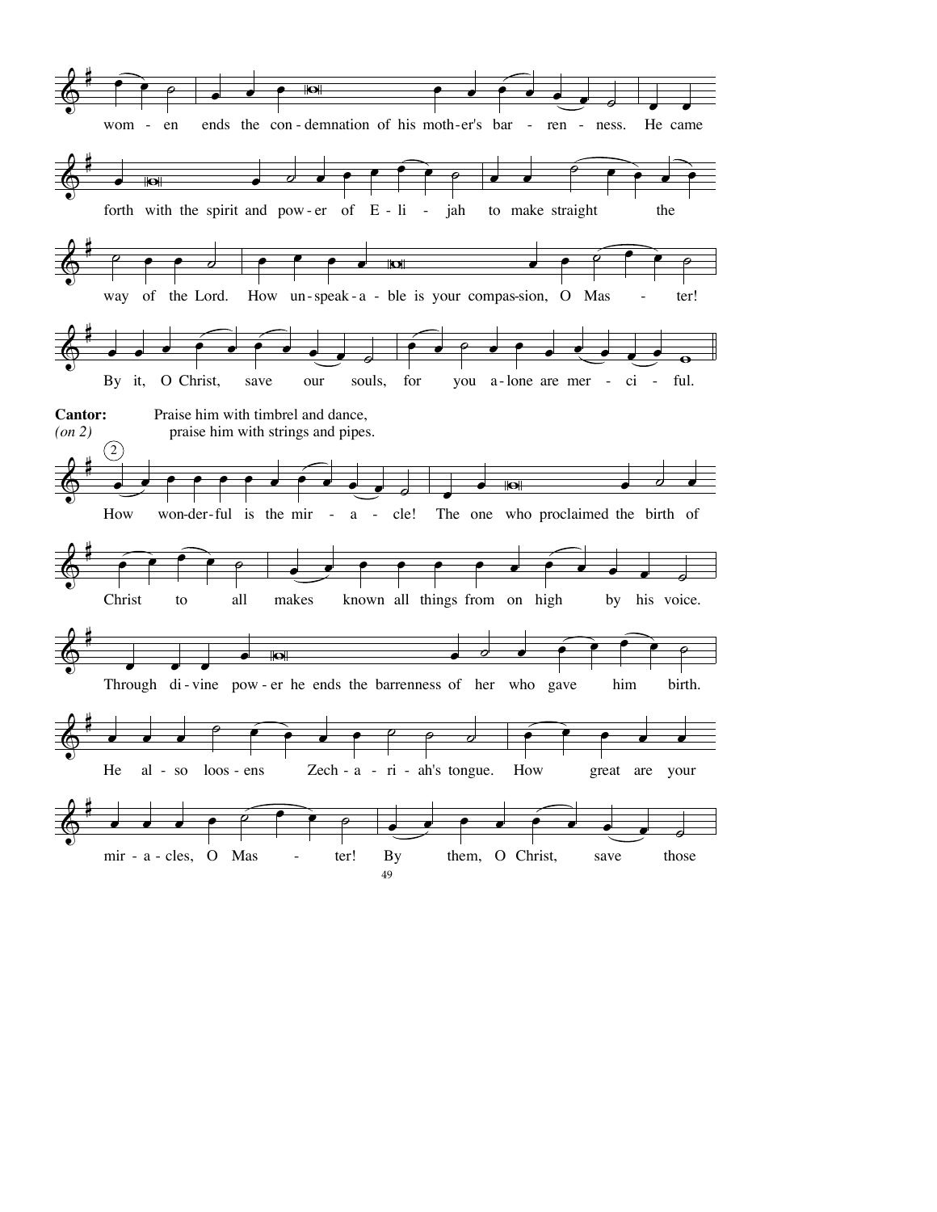wom - en ends the con - demnation of his moth-er's bar - ren - ness. He came

forth with the spirit and pow - er of E - li - jah to make straight the

way of the Lord. How un - speak - a - ble is your compas-sion, O Mas - ter!

By it, O Christ, save our souls, for you a - lone are mer - ci - ful.

**Cantor:** Praise him with timbrel and dance,
*(on 2)* praise him with strings and pipes.

(2)

How won-der-ful is the mir - a - cle! The one who proclaimed the birth of

Christ to all makes known all things from on high by his voice.

Through di - vine pow - er he ends the barrenness of her who gave him birth.

He al - so loos - ens Zech - a - ri - ah's tongue. How great are your

mir - a - cles, O Mas - ter! By them, O Christ, save those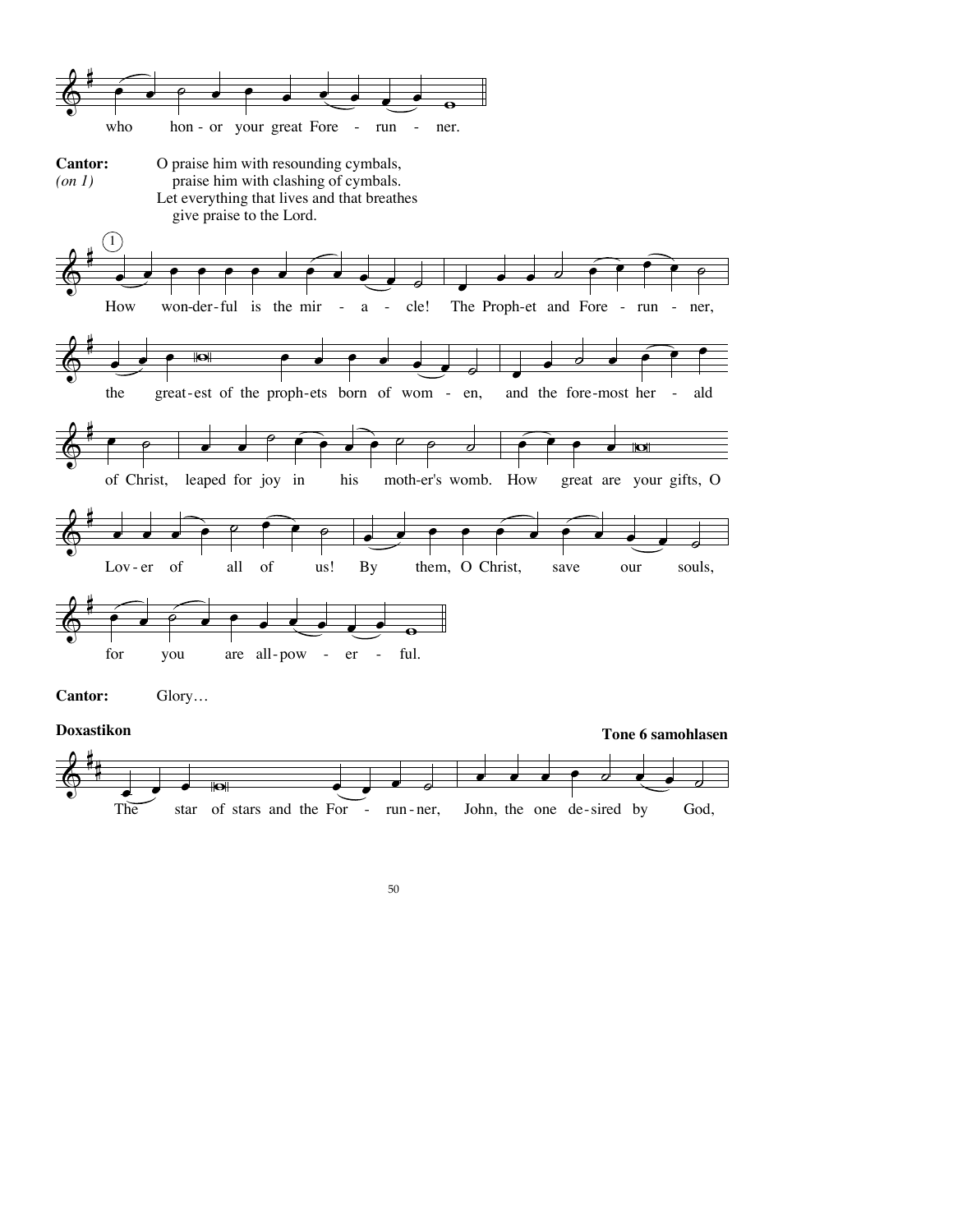who hon - or your great Fore - run - ner.

**Cantor:** O praise him with resounding cymbals,
*(on 1)* praise him with clashing of cymbals.
Let everything that lives and that breathes
give praise to the Lord.

1

How won-der-ful is the mir - a - cle! The Proph-et and Fore - run - ner,

the great-est of the proph-ets born of wom - en, and the fore-most her - ald

of Christ, leaped for joy in his moth-er's womb. How great are your gifts, O

Lov-er of all of us! By them, O Christ, save our souls,

for you are all-pow - er - ful.

**Cantor:** Glory…

**Doxastikon** **Tone 6 samohlasen**

The star of stars and the For - run-ner, John, the one de-sired by God,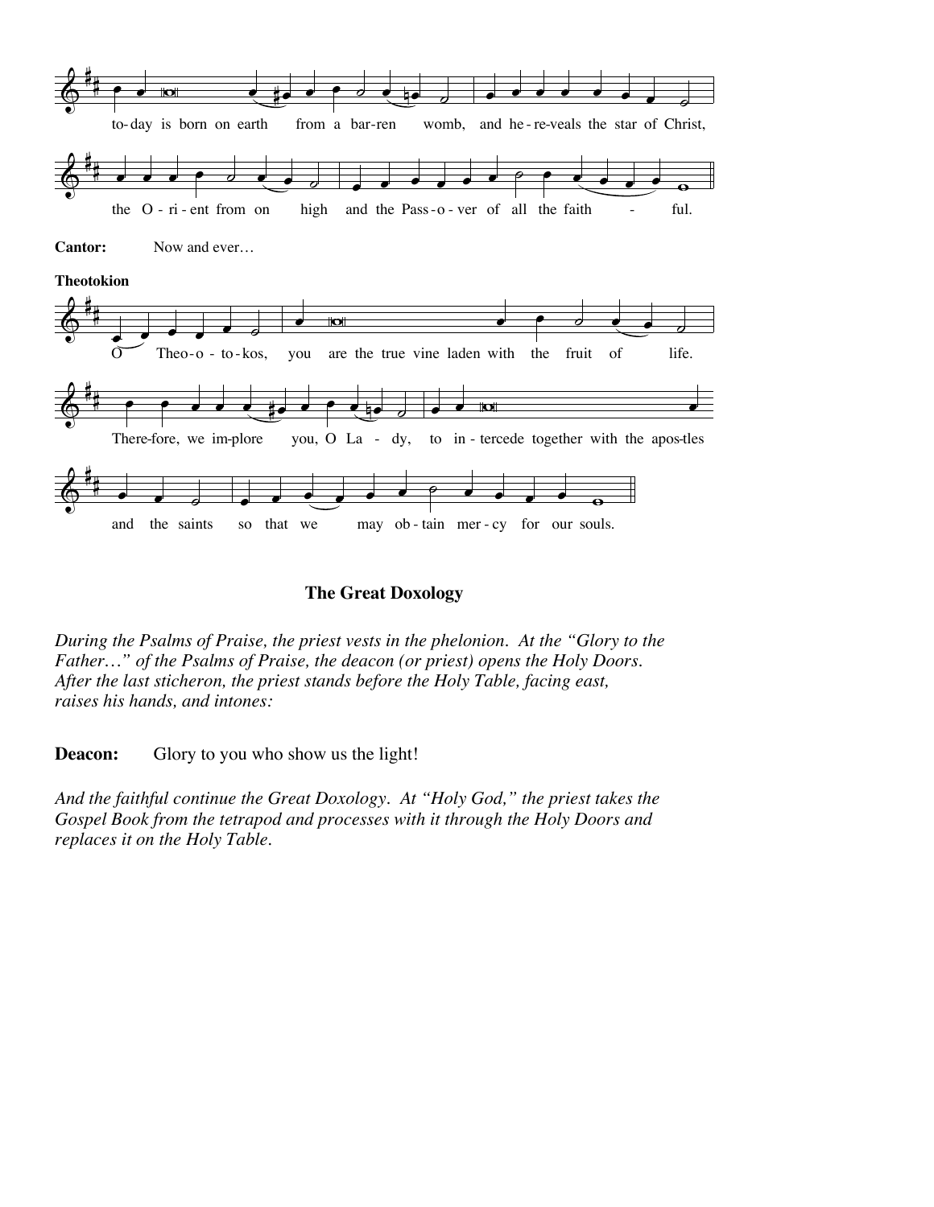to-day is born on earth from a bar-ren womb, and he-re-veals the star of Christ,

the O-ri-ent from on high and the Pass-o-ver of all the faith - ful.

**Cantor:** Now and ever…

**Theotokion**

O Theo-o-to-kos, you are the true vine laden with the fruit of life.

There-fore, we im-plore you, O La - dy, to in-tercede together with the apos-tles

and the saints so that we may ob-tain mer-cy for our souls.

### The Great Doxology

*During the Psalms of Praise, the priest vests in the phelonion. At the "Glory to the Father…" of the Psalms of Praise, the deacon (or priest) opens the Holy Doors. After the last sticheron, the priest stands before the Holy Table, facing east, raises his hands, and intones:*

**Deacon:** Glory to you who show us the light!

*And the faithful continue the Great Doxology. At "Holy God," the priest takes the Gospel Book from the tetrapod and processes with it through the Holy Doors and replaces it on the Holy Table.*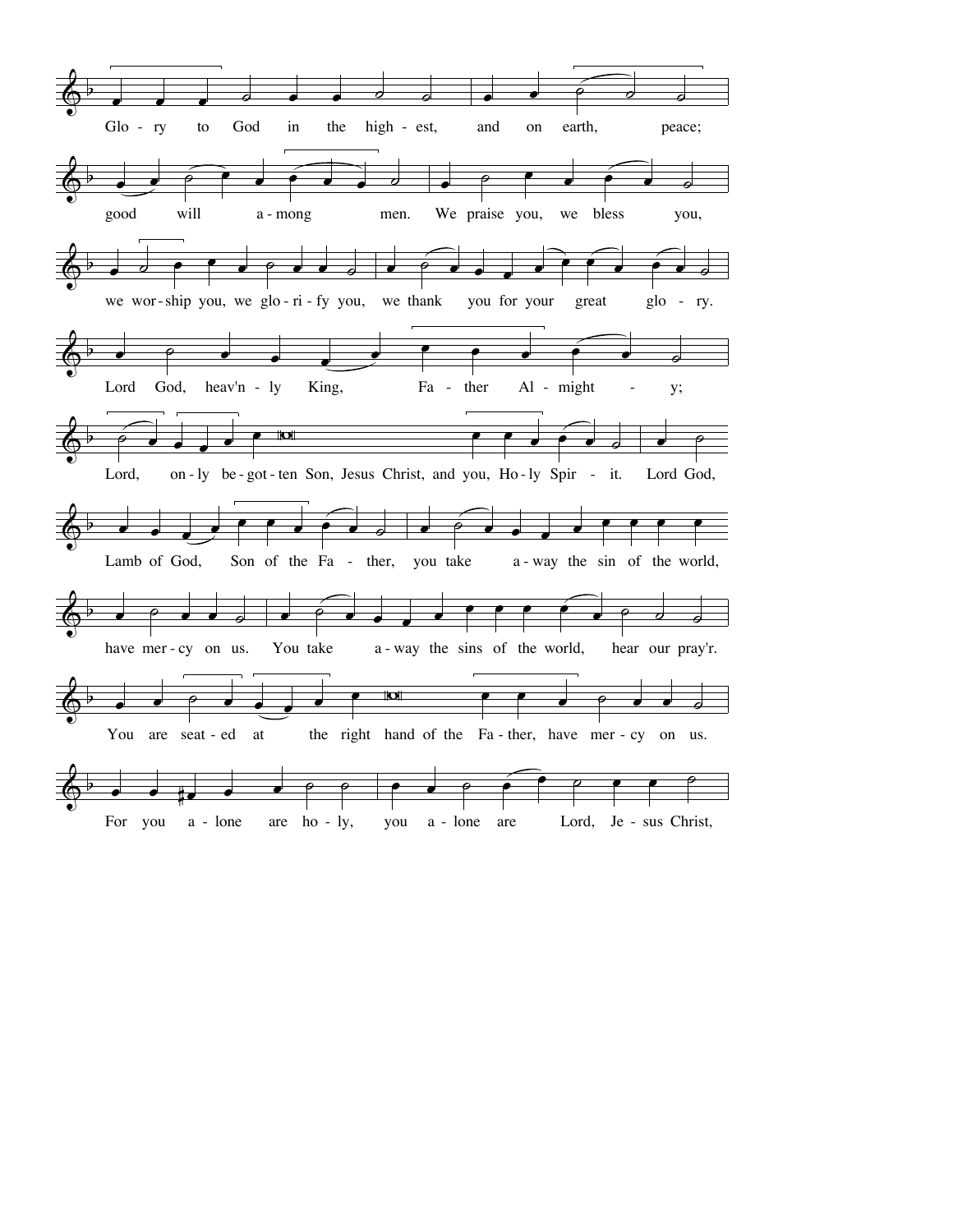Glo - ry to God in the high - est, and on earth, peace;

good will a - mong men. We praise you, we bless you,

we wor - ship you, we glo - ri - fy you, we thank you for your great glo - ry.

Lord God, heav'n - ly King, Fa - ther Al - might - y;

Lord, on - ly be - got - ten Son, Jesus Christ, and you, Ho - ly Spir - it. Lord God,

Lamb of God, Son of the Fa - ther, you take a - way the sin of the world,

have mer - cy on us. You take a - way the sins of the world, hear our pray'r.

You are seat - ed at the right hand of the Fa - ther, have mer - cy on us.

For you a - lone are ho - ly, you a - lone are Lord, Je - sus Christ,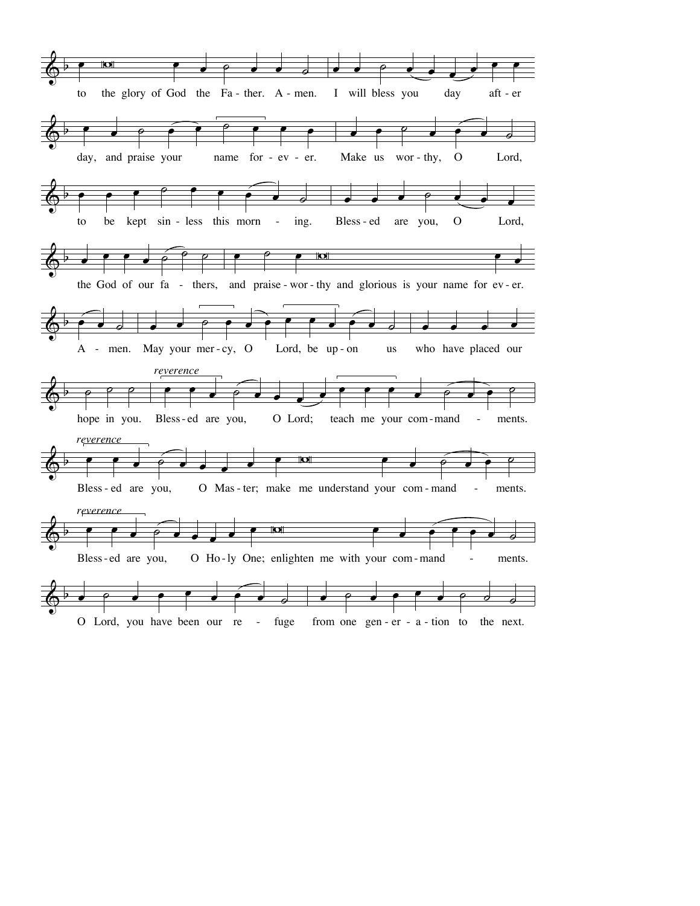to the glory of God the Father. Amen. I will bless you day after day, and praise your name for ever. Make us worthy, O Lord, to be kept sinless this morning. Blessed are you, O Lord, the God of our fathers, and praise-worthy and glorious is your name for ever. Amen. May your mercy, O Lord, be upon us who have placed our hope in you. Blessed are you, O Lord; teach me your commandments.

*reverence*

Blessed are you, O Master; make me understand your commandments.

*reverence*

Blessed are you, O Holy One; enlighten me with your commandments.

*reverence*

O Lord, you have been our refuge from one generation to the next.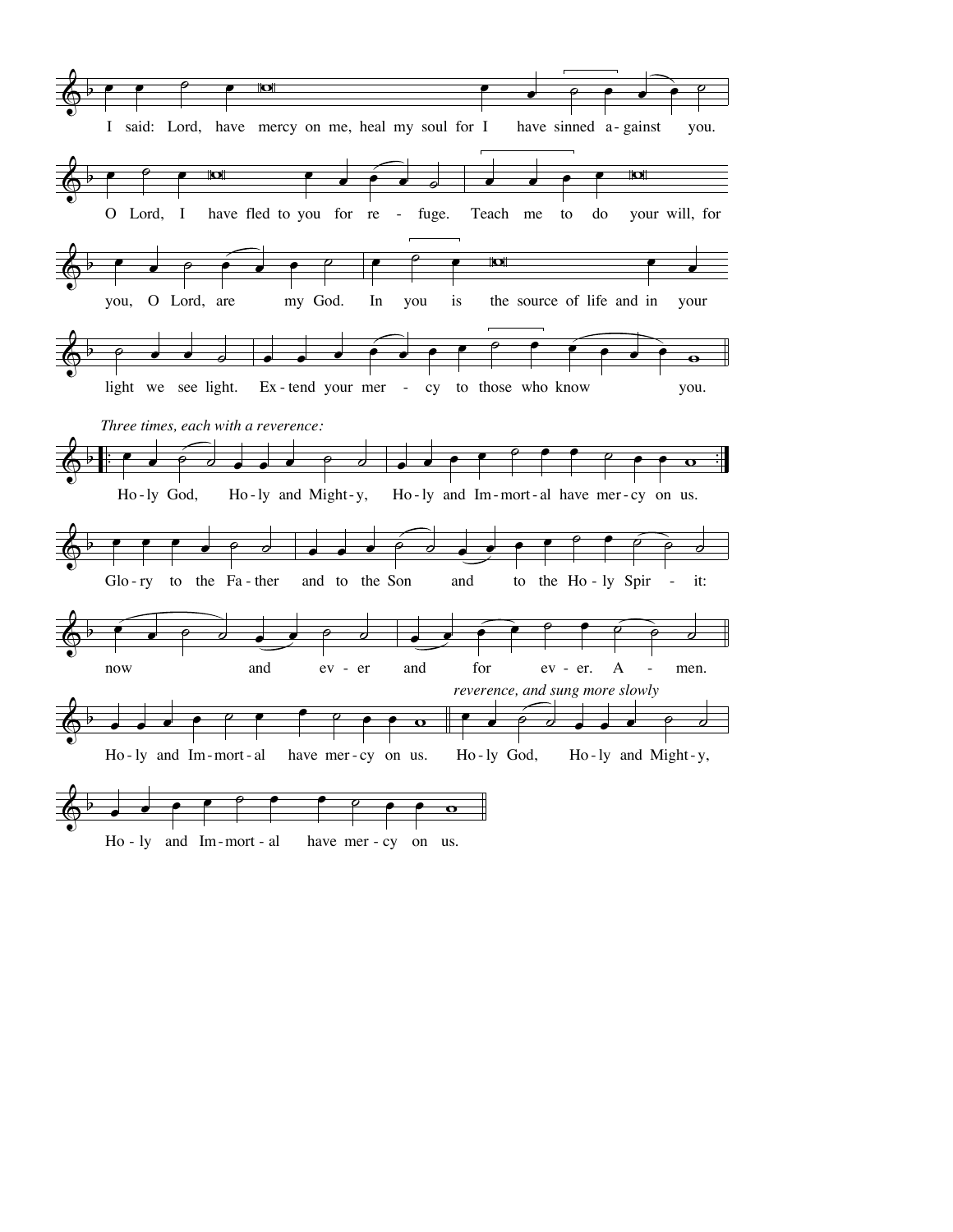I said: Lord, have mercy on me, heal my soul for I have sinned a-gainst you.

O Lord, I have fled to you for re - fuge. Teach me to do your will, for

you, O Lord, are my God. In you is the source of life and in your

light we see light. Ex-tend your mer - cy to those who know you.

*Three times, each with a reverence:*

Ho-ly God, Ho-ly and Might-y, Ho-ly and Im-mort-al have mer-cy on us.

Glo-ry to the Fa-ther and to the Son and to the Ho-ly Spir - it:

now and ev - er and for ev - er. A - men.

*reverence, and sung more slowly*

Ho-ly and Im-mort-al have mer-cy on us. Ho-ly God, Ho-ly and Might-y,

Ho-ly and Im-mort-al have mer-cy on us.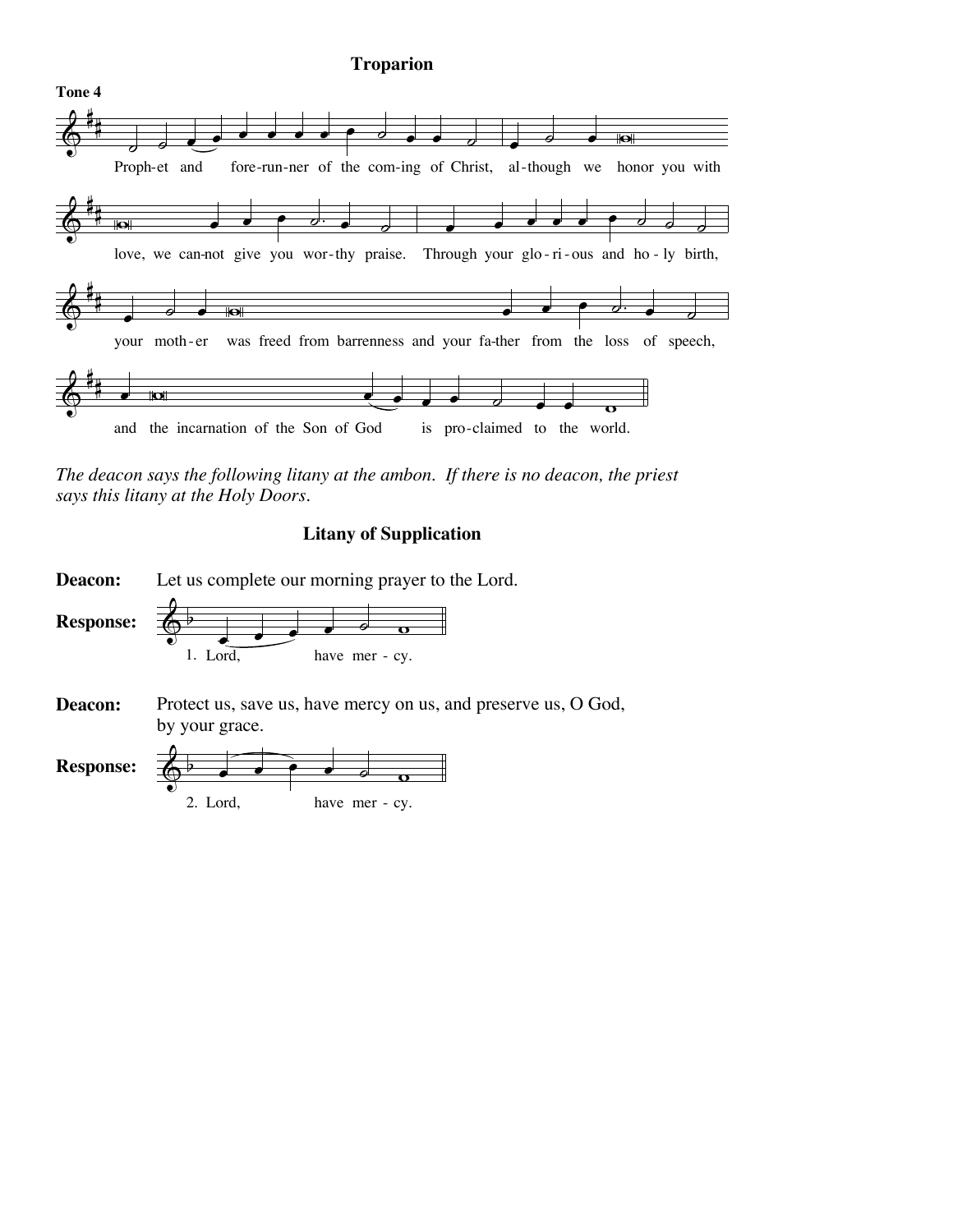## Troparion

**Tone 4**

Proph-et and fore-run-ner of the com-ing of Christ, al-though we honor you with love, we can-not give you wor-thy praise. Through your glo-ri-ous and ho-ly birth, your moth-er was freed from barrenness and your fa-ther from the loss of speech, and the incarnation of the Son of God is pro-claimed to the world.

*The deacon says the following litany at the ambon. If there is no deacon, the priest says this litany at the Holy Doors.*

## Litany of Supplication

**Deacon:** Let us complete our morning prayer to the Lord.

**Response:** 1. Lord, have mer - cy.

**Deacon:** Protect us, save us, have mercy on us, and preserve us, O God, by your grace.

**Response:** 2. Lord, have mer - cy.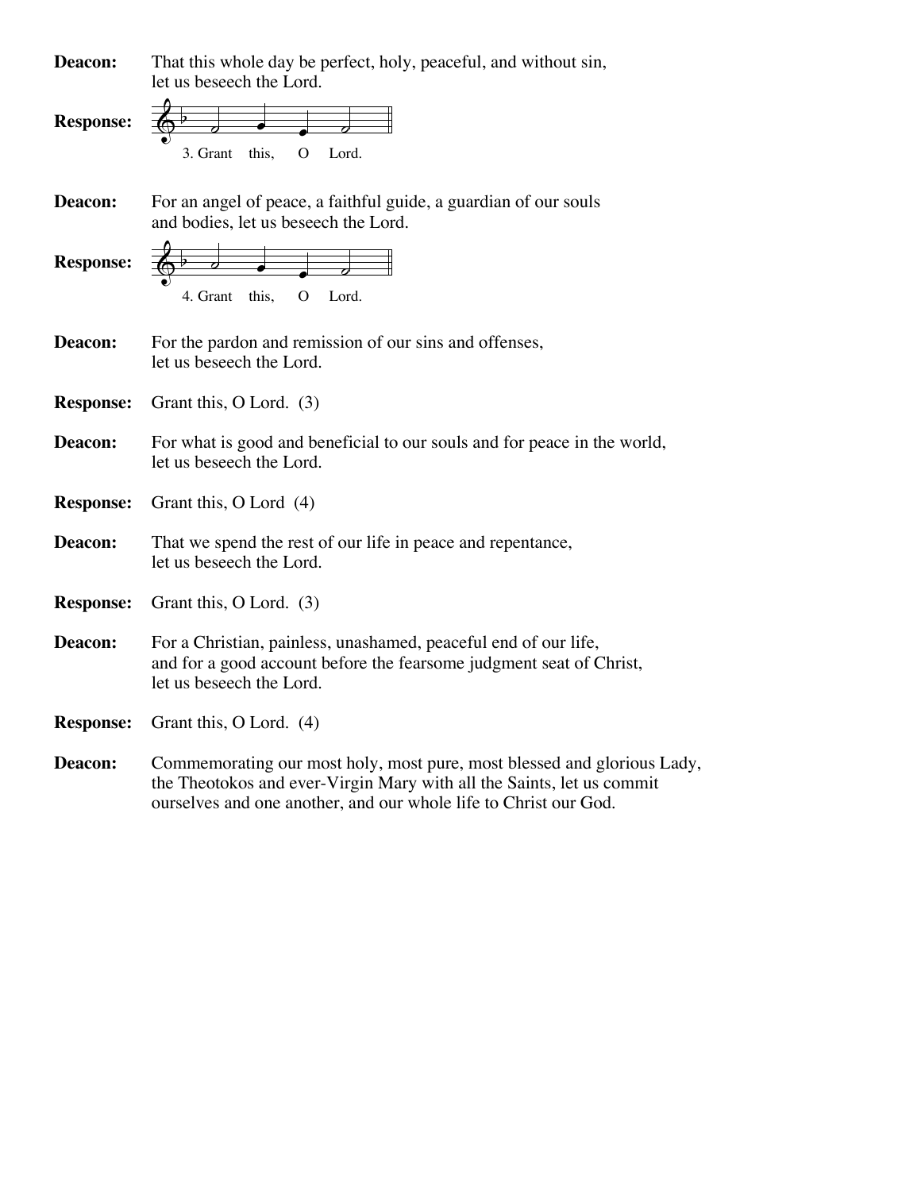**Deacon:** That this whole day be perfect, holy, peaceful, and without sin, let us beseech the Lord.

**Response:** 3. Grant this, O Lord.

**Deacon:** For an angel of peace, a faithful guide, a guardian of our souls and bodies, let us beseech the Lord.

**Response:** 4. Grant this, O Lord.

**Deacon:** For the pardon and remission of our sins and offenses, let us beseech the Lord.

**Response:** Grant this, O Lord. (3)

**Deacon:** For what is good and beneficial to our souls and for peace in the world, let us beseech the Lord.

**Response:** Grant this, O Lord (4)

**Deacon:** That we spend the rest of our life in peace and repentance, let us beseech the Lord.

**Response:** Grant this, O Lord. (3)

**Deacon:** For a Christian, painless, unashamed, peaceful end of our life, and for a good account before the fearsome judgment seat of Christ, let us beseech the Lord.

**Response:** Grant this, O Lord. (4)

**Deacon:** Commemorating our most holy, most pure, most blessed and glorious Lady, the Theotokos and ever-Virgin Mary with all the Saints, let us commit ourselves and one another, and our whole life to Christ our God.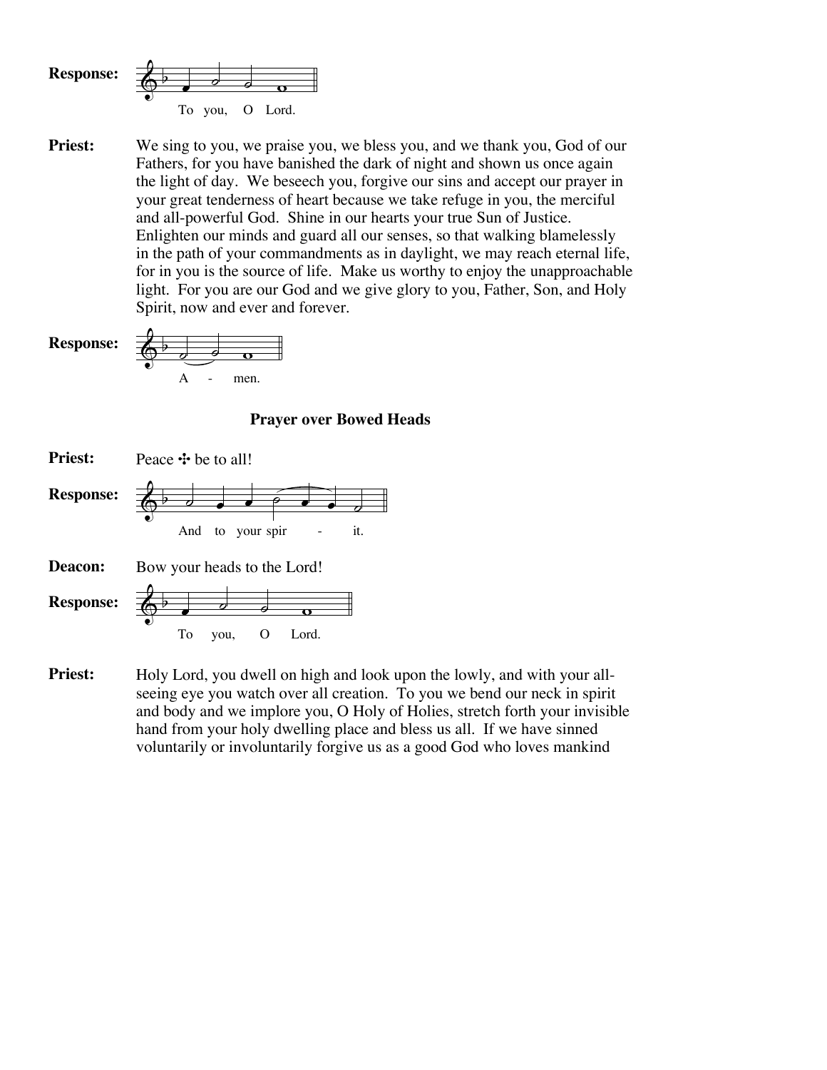**Response:** To you, O Lord.

**Priest:** We sing to you, we praise you, we bless you, and we thank you, God of our Fathers, for you have banished the dark of night and shown us once again the light of day. We beseech you, forgive our sins and accept our prayer in your great tenderness of heart because we take refuge in you, the merciful and all-powerful God. Shine in our hearts your true Sun of Justice. Enlighten our minds and guard all our senses, so that walking blamelessly in the path of your commandments as in daylight, we may reach eternal life, for in you is the source of life. Make us worthy to enjoy the unapproachable light. For you are our God and we give glory to you, Father, Son, and Holy Spirit, now and ever and forever.

**Response:** A - men.

### Prayer over Bowed Heads

**Priest:** Peace ✣ be to all!

**Response:** And to your spir - it.

**Deacon:** Bow your heads to the Lord!

**Response:** To you, O Lord.

**Priest:** Holy Lord, you dwell on high and look upon the lowly, and with your all-seeing eye you watch over all creation. To you we bend our neck in spirit and body and we implore you, O Holy of Holies, stretch forth your invisible hand from your holy dwelling place and bless us all. If we have sinned voluntarily or involuntarily forgive us as a good God who loves mankind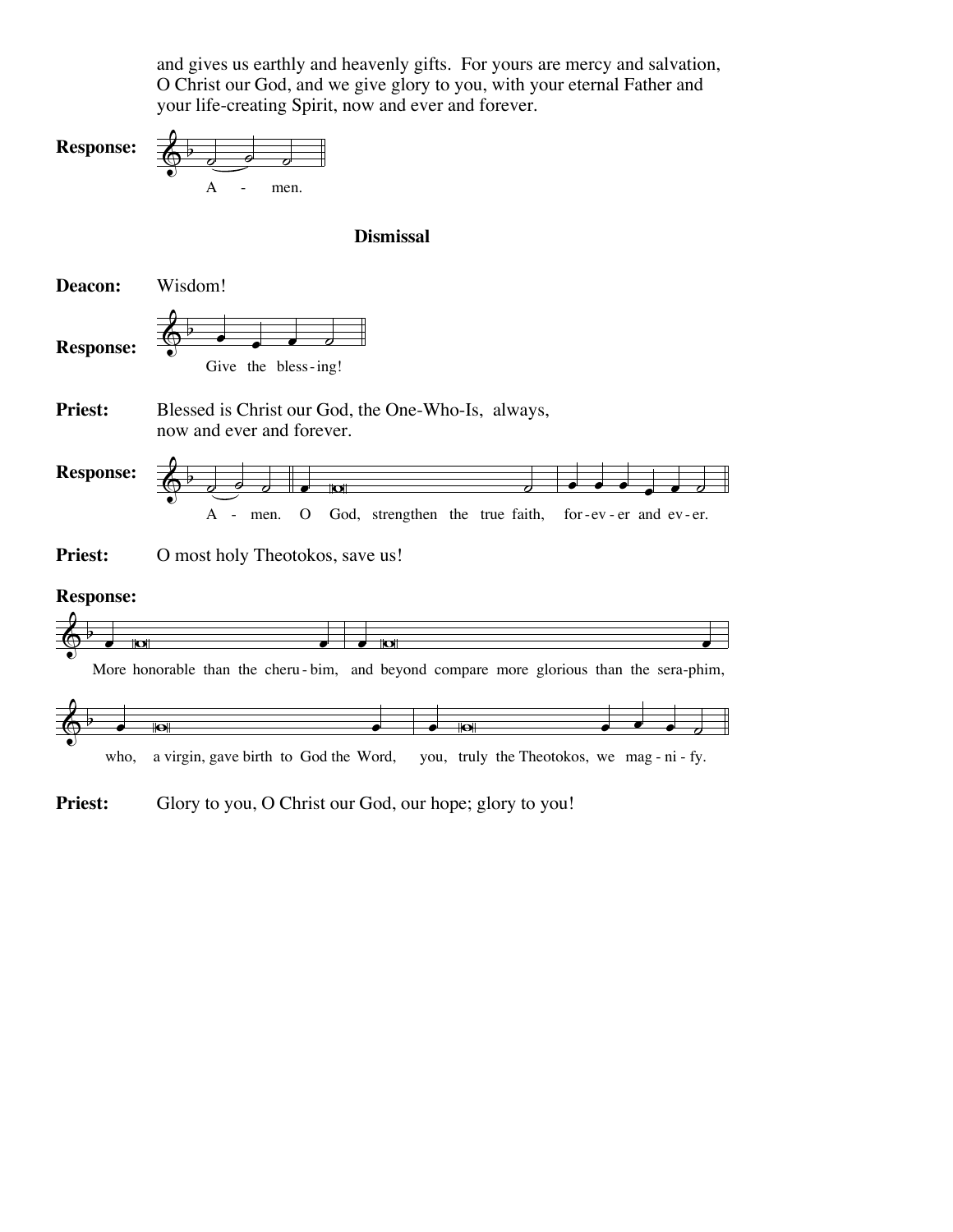and gives us earthly and heavenly gifts. For yours are mercy and salvation, O Christ our God, and we give glory to you, with your eternal Father and your life-creating Spirit, now and ever and forever.

**Response:** A - men.

### Dismissal

**Deacon:** Wisdom!

**Response:** Give the bless-ing!

**Priest:** Blessed is Christ our God, the One-Who-Is, always, now and ever and forever.

**Response:** A - men. O God, strengthen the true faith, for-ev-er and ev-er.

**Priest:** O most holy Theotokos, save us!

**Response:**

More honorable than the cheru-bim, and beyond compare more glorious than the sera-phim,

who, a virgin, gave birth to God the Word, you, truly the Theotokos, we mag-ni-fy.

**Priest:** Glory to you, O Christ our God, our hope; glory to you!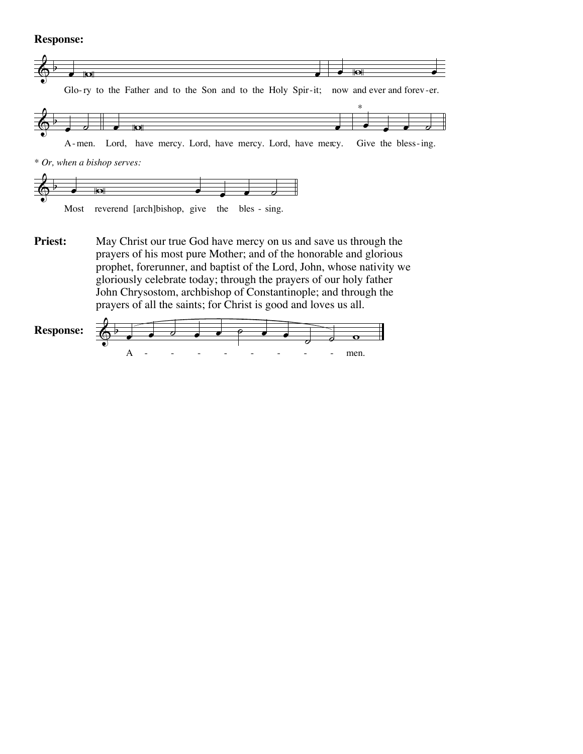**Response:**

Glo-ry to the Father and to the Son and to the Holy Spir-it; now and ever and forev-er.

A-men. Lord, have mercy. Lord, have mercy. Lord, have mercy. Give the bless-ing.*

* *Or, when a bishop serves:*

Most reverend [arch]bishop, give the bles-sing.

**Priest:** May Christ our true God have mercy on us and save us through the prayers of his most pure Mother; and of the honorable and glorious prophet, forerunner, and baptist of the Lord, John, whose nativity we gloriously celebrate today; through the prayers of our holy father John Chrysostom, archbishop of Constantinople; and through the prayers of all the saints; for Christ is good and loves us all.

**Response:** A - - - - - - - - - men.